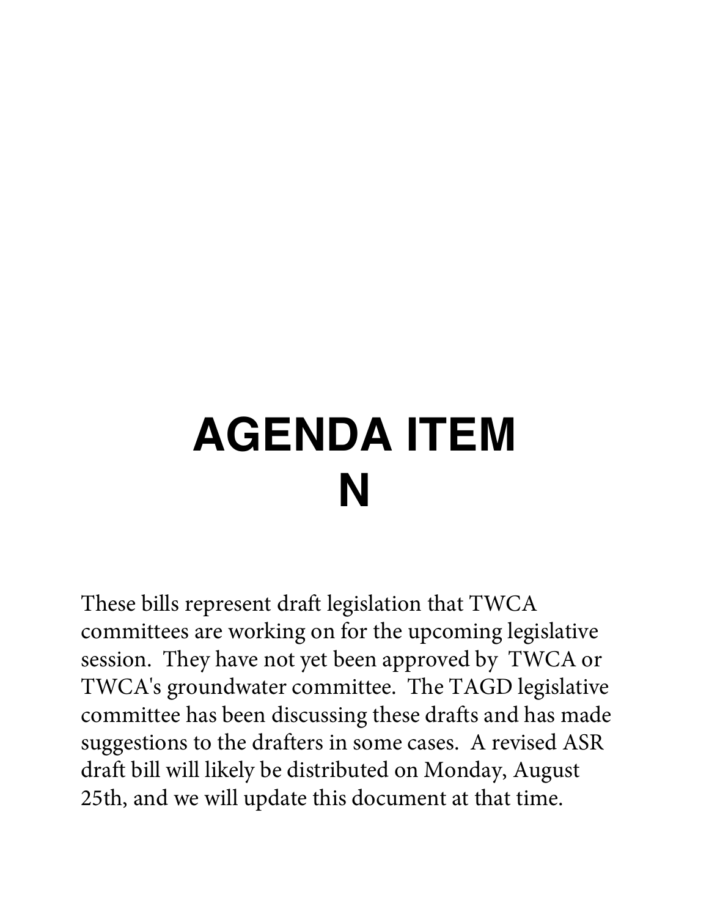# AGENDA ITEM N

These bills represent draft legislation that TWCA committees are working on for the upcoming legislative session. They have not yet been approved by TWCA or TWCA's groundwater committee. The TAGD legislative committee has been discussing these drafts and has made suggestions to the drafters in some cases. A revised ASR draft bill will likely be distributed on Monday, August 25th, and we will update this document at that time.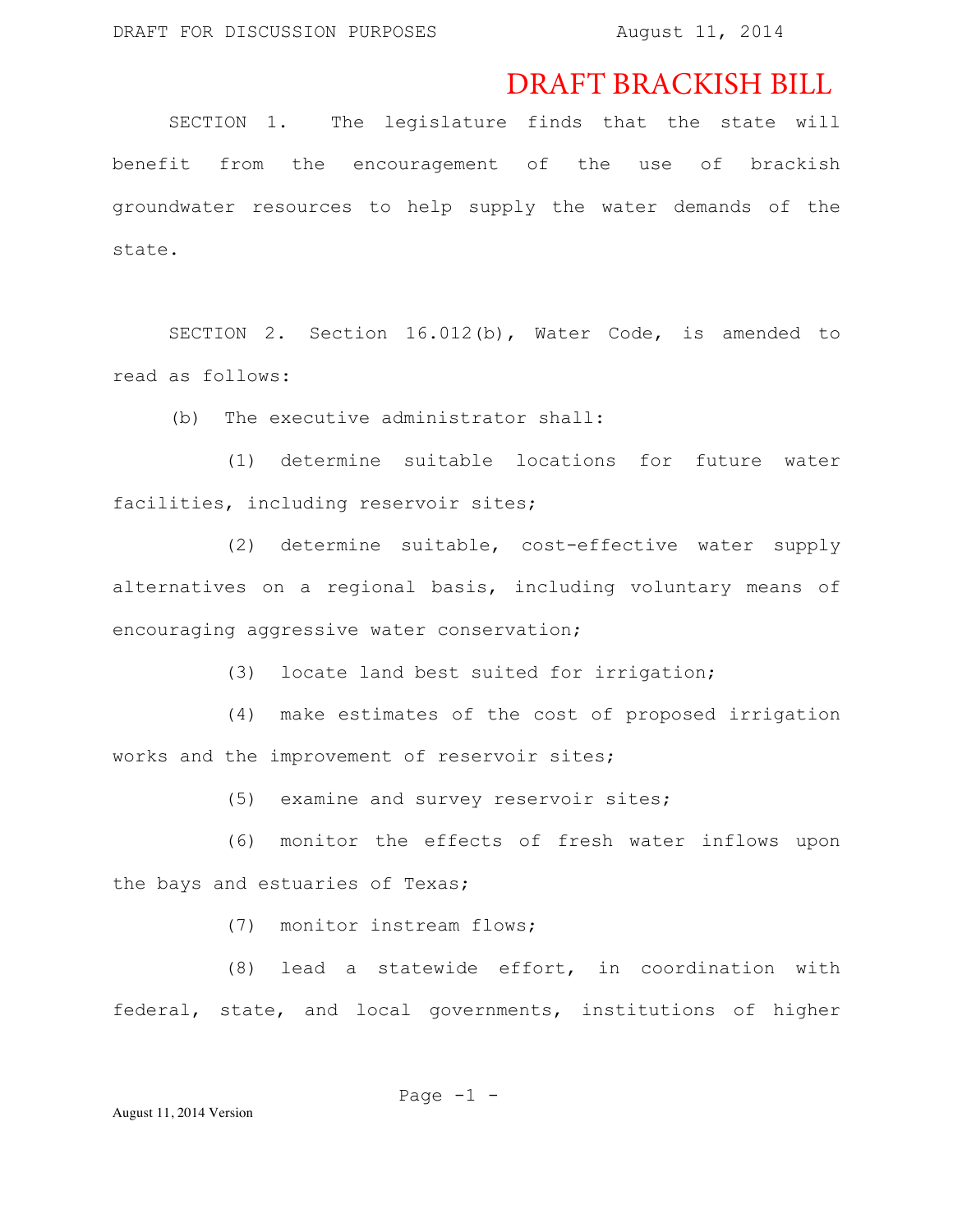# DRAFT BRACKISH BILL

SECTION 1. The legislature finds that the state will benefit from the encouragement of the use of brackish groundwater resources to help supply the water demands of the state.

SECTION 2. Section 16.012(b), Water Code, is amended to read as follows:

(b) The executive administrator shall:

(1) determine suitable locations for future water facilities, including reservoir sites;

(2) determine suitable, cost-effective water supply alternatives on a regional basis, including voluntary means of encouraging aggressive water conservation;

(3) locate land best suited for irrigation;

(4) make estimates of the cost of proposed irrigation works and the improvement of reservoir sites;

(5) examine and survey reservoir sites;

(6) monitor the effects of fresh water inflows upon the bays and estuaries of Texas;

(7) monitor instream flows;

(8) lead a statewide effort, in coordination with federal, state, and local governments, institutions of higher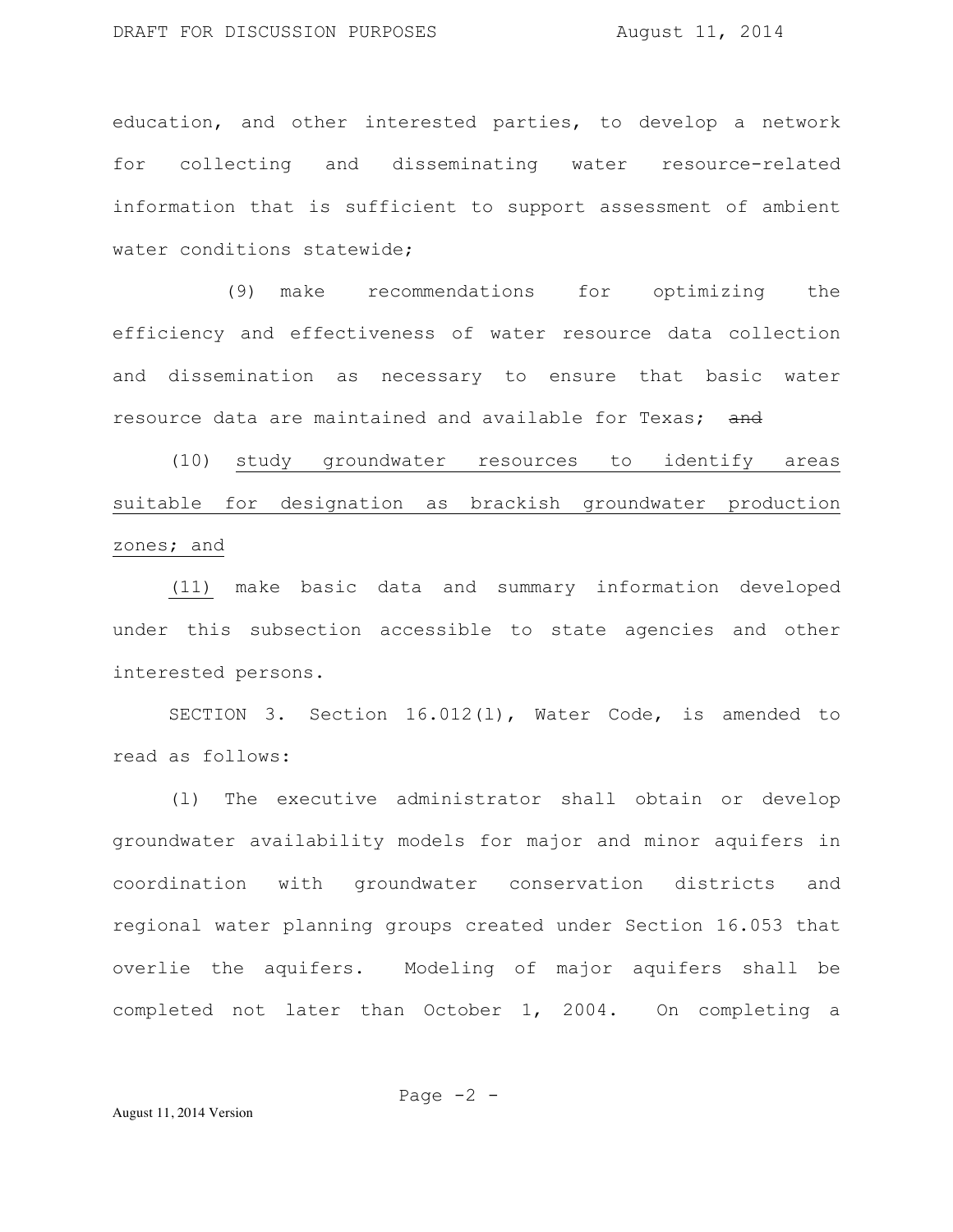education, and other interested parties, to develop a network for collecting and disseminating water resource-related information that is sufficient to support assessment of ambient water conditions statewide;

(9) make recommendations for optimizing the efficiency and effectiveness of water resource data collection and dissemination as necessary to ensure that basic water resource data are maintained and available for Texas; ~~and~~

(10) <u>study groundwater resources to identify areas suitable for designation as brackish groundwater production zones; and</u>

<u>(11)</u> make basic data and summary information developed under this subsection accessible to state agencies and other interested persons.

SECTION 3. Section 16.012(l), Water Code, is amended to read as follows:

(l) The executive administrator shall obtain or develop groundwater availability models for major and minor aquifers in coordination with groundwater conservation districts and regional water planning groups created under Section 16.053 that overlie the aquifers. Modeling of major aquifers shall be completed not later than October 1, 2004. On completing a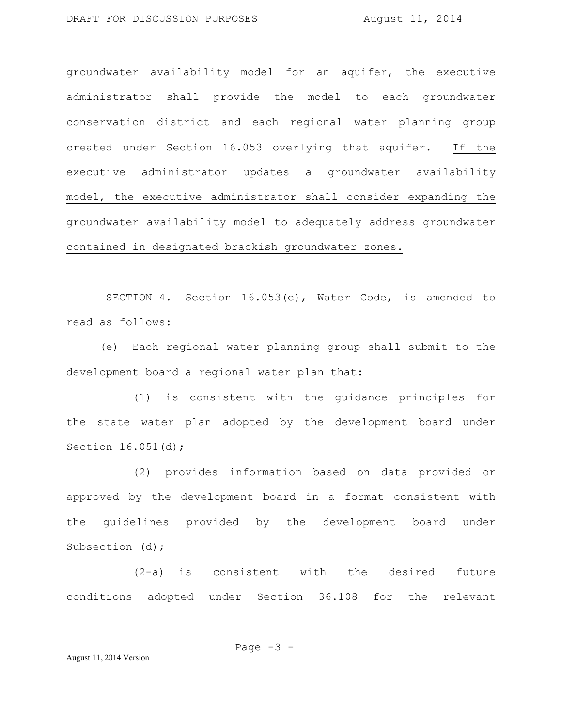groundwater availability model for an aquifer, the executive administrator shall provide the model to each groundwater conservation district and each regional water planning group created under Section 16.053 overlying that aquifer. <u>If the executive administrator updates a groundwater availability model, the executive administrator shall consider expanding the groundwater availability model to adequately address groundwater contained in designated brackish groundwater zones.</u>

SECTION 4. Section 16.053(e), Water Code, is amended to read as follows:

(e) Each regional water planning group shall submit to the development board a regional water plan that:

(1) is consistent with the guidance principles for the state water plan adopted by the development board under Section 16.051(d);

(2) provides information based on data provided or approved by the development board in a format consistent with the guidelines provided by the development board under Subsection (d);

(2-a) is consistent with the desired future conditions adopted under Section 36.108 for the relevant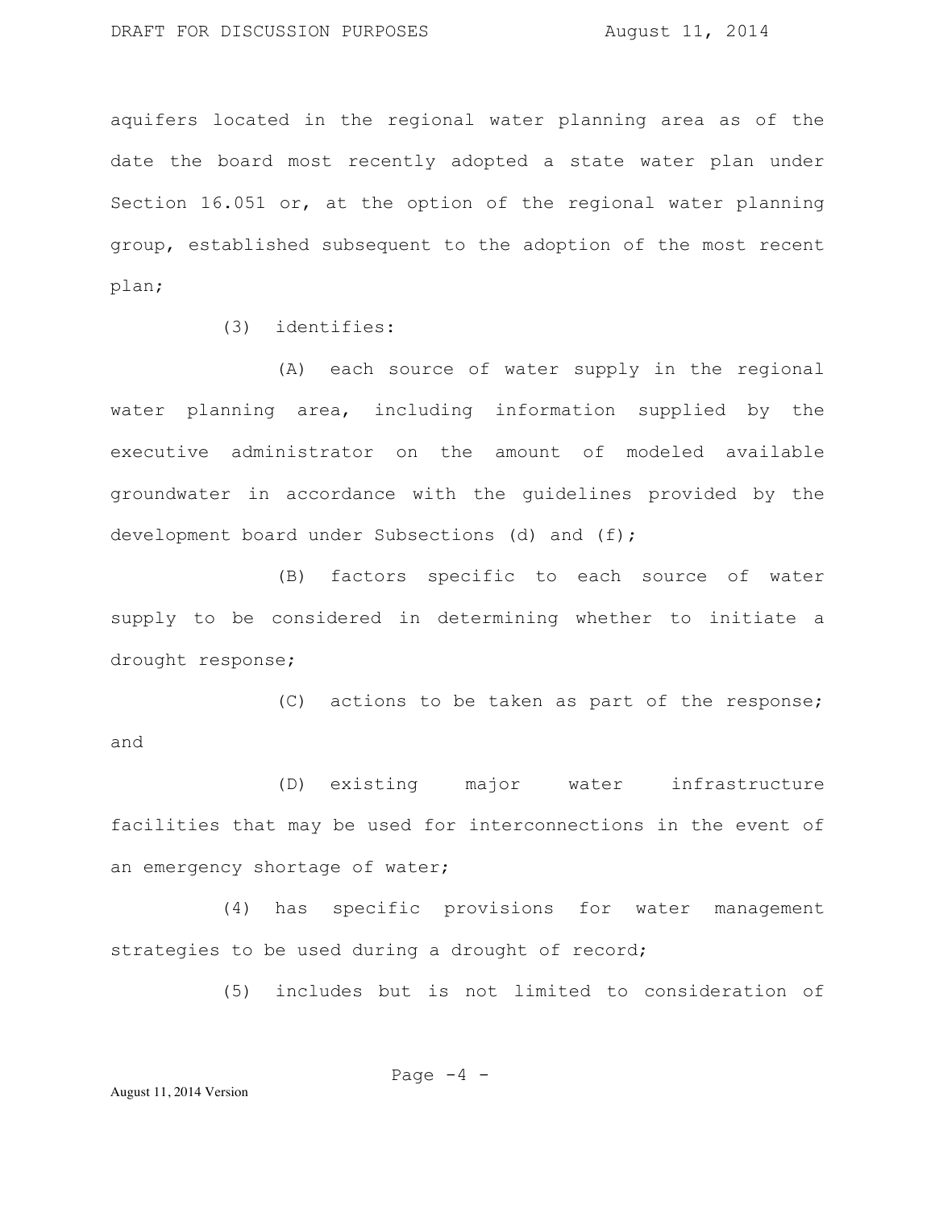aquifers located in the regional water planning area as of the date the board most recently adopted a state water plan under Section 16.051 or, at the option of the regional water planning group, established subsequent to the adoption of the most recent plan;

(3) identifies:

(A) each source of water supply in the regional water planning area, including information supplied by the executive administrator on the amount of modeled available groundwater in accordance with the guidelines provided by the development board under Subsections (d) and (f);

(B) factors specific to each source of water supply to be considered in determining whether to initiate a drought response;

(C) actions to be taken as part of the response; and

(D) existing major water infrastructure facilities that may be used for interconnections in the event of an emergency shortage of water;

(4) has specific provisions for water management strategies to be used during a drought of record;

(5) includes but is not limited to consideration of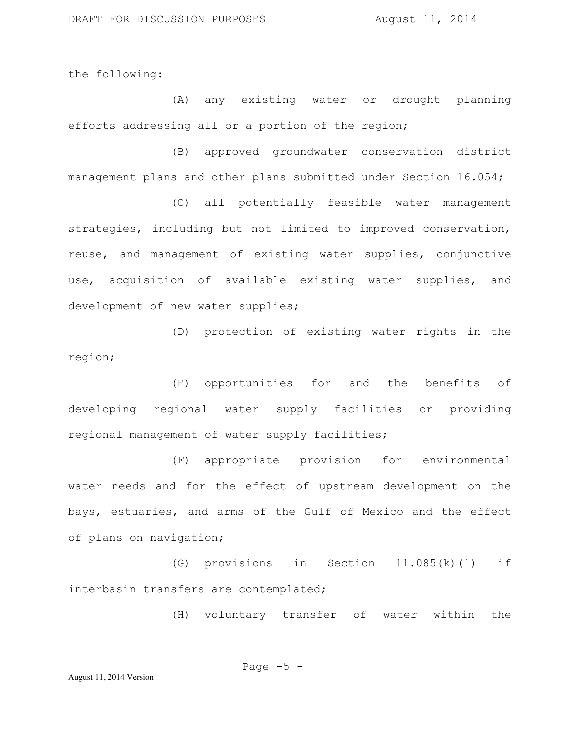the following:

(A) any existing water or drought planning efforts addressing all or a portion of the region;

(B) approved groundwater conservation district management plans and other plans submitted under Section 16.054;

(C) all potentially feasible water management strategies, including but not limited to improved conservation, reuse, and management of existing water supplies, conjunctive use, acquisition of available existing water supplies, and development of new water supplies;

(D) protection of existing water rights in the region;

(E) opportunities for and the benefits of developing regional water supply facilities or providing regional management of water supply facilities;

(F) appropriate provision for environmental water needs and for the effect of upstream development on the bays, estuaries, and arms of the Gulf of Mexico and the effect of plans on navigation;

(G) provisions in Section 11.085(k)(1) if interbasin transfers are contemplated;

(H) voluntary transfer of water within the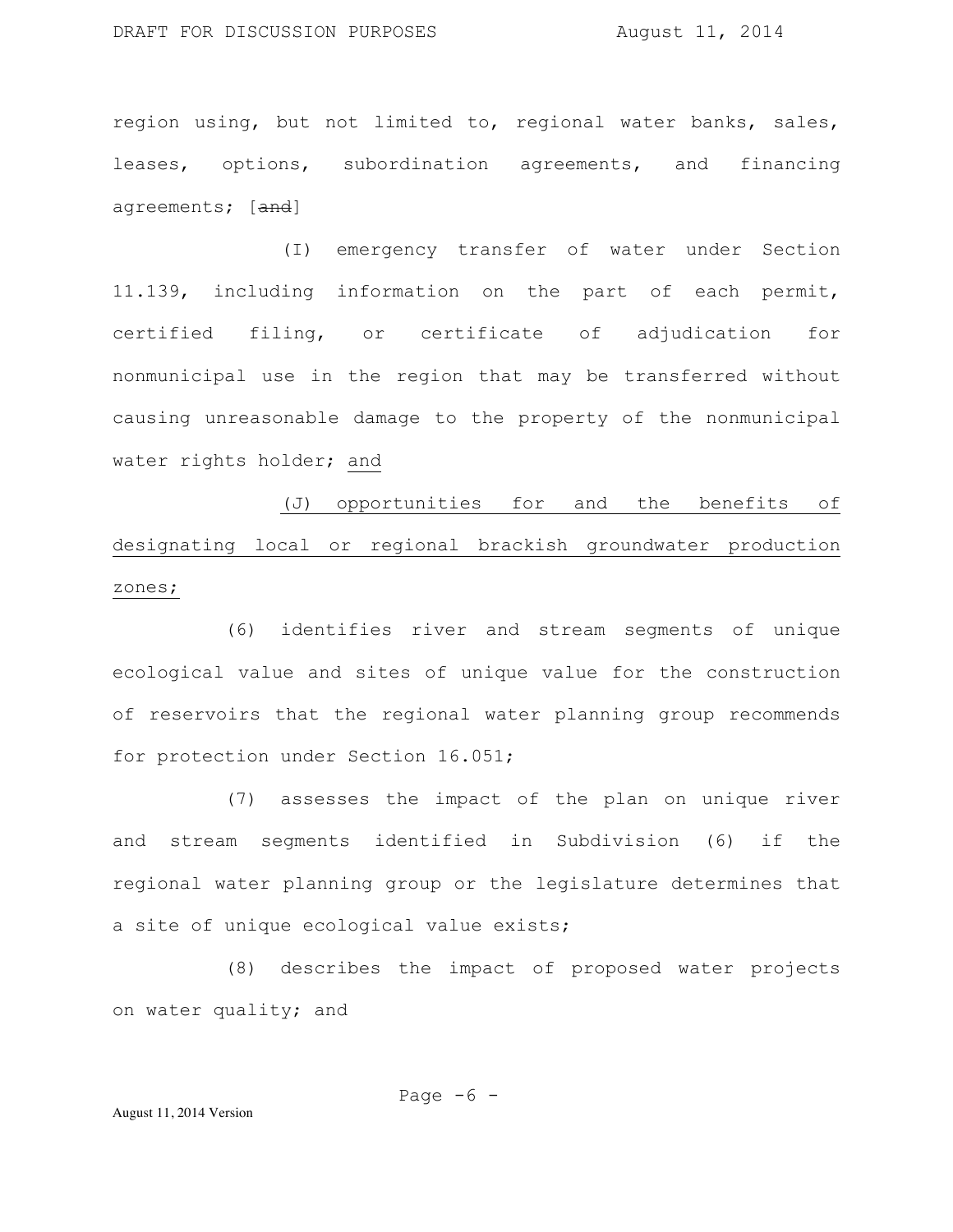region using, but not limited to, regional water banks, sales, leases, options, subordination agreements, and financing agreements; [~~and~~]

(I) emergency transfer of water under Section 11.139, including information on the part of each permit, certified filing, or certificate of adjudication for nonmunicipal use in the region that may be transferred without causing unreasonable damage to the property of the nonmunicipal water rights holder; <u>and</u>

<u>(J) opportunities for and the benefits of designating local or regional brackish groundwater production zones;</u>

(6) identifies river and stream segments of unique ecological value and sites of unique value for the construction of reservoirs that the regional water planning group recommends for protection under Section 16.051;

(7) assesses the impact of the plan on unique river and stream segments identified in Subdivision (6) if the regional water planning group or the legislature determines that a site of unique ecological value exists;

(8) describes the impact of proposed water projects on water quality; and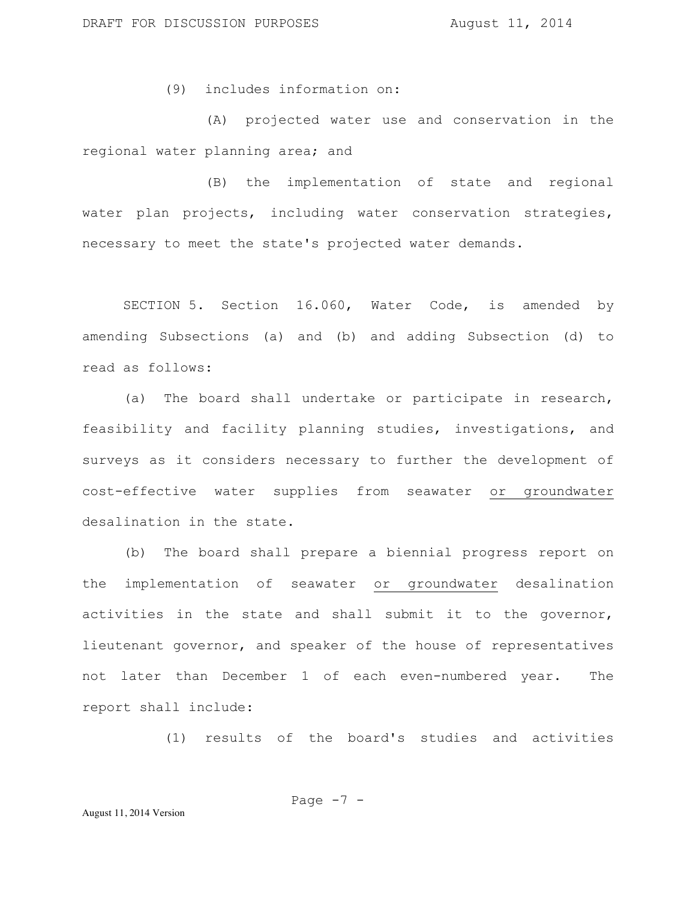(9) includes information on:

(A) projected water use and conservation in the regional water planning area; and

(B) the implementation of state and regional water plan projects, including water conservation strategies, necessary to meet the state's projected water demands.

SECTION 5. Section 16.060, Water Code, is amended by amending Subsections (a) and (b) and adding Subsection (d) to read as follows:

(a) The board shall undertake or participate in research, feasibility and facility planning studies, investigations, and surveys as it considers necessary to further the development of cost-effective water supplies from seawater <u>or groundwater</u> desalination in the state.

(b) The board shall prepare a biennial progress report on the implementation of seawater <u>or groundwater</u> desalination activities in the state and shall submit it to the governor, lieutenant governor, and speaker of the house of representatives not later than December 1 of each even-numbered year. The report shall include:

(1) results of the board's studies and activities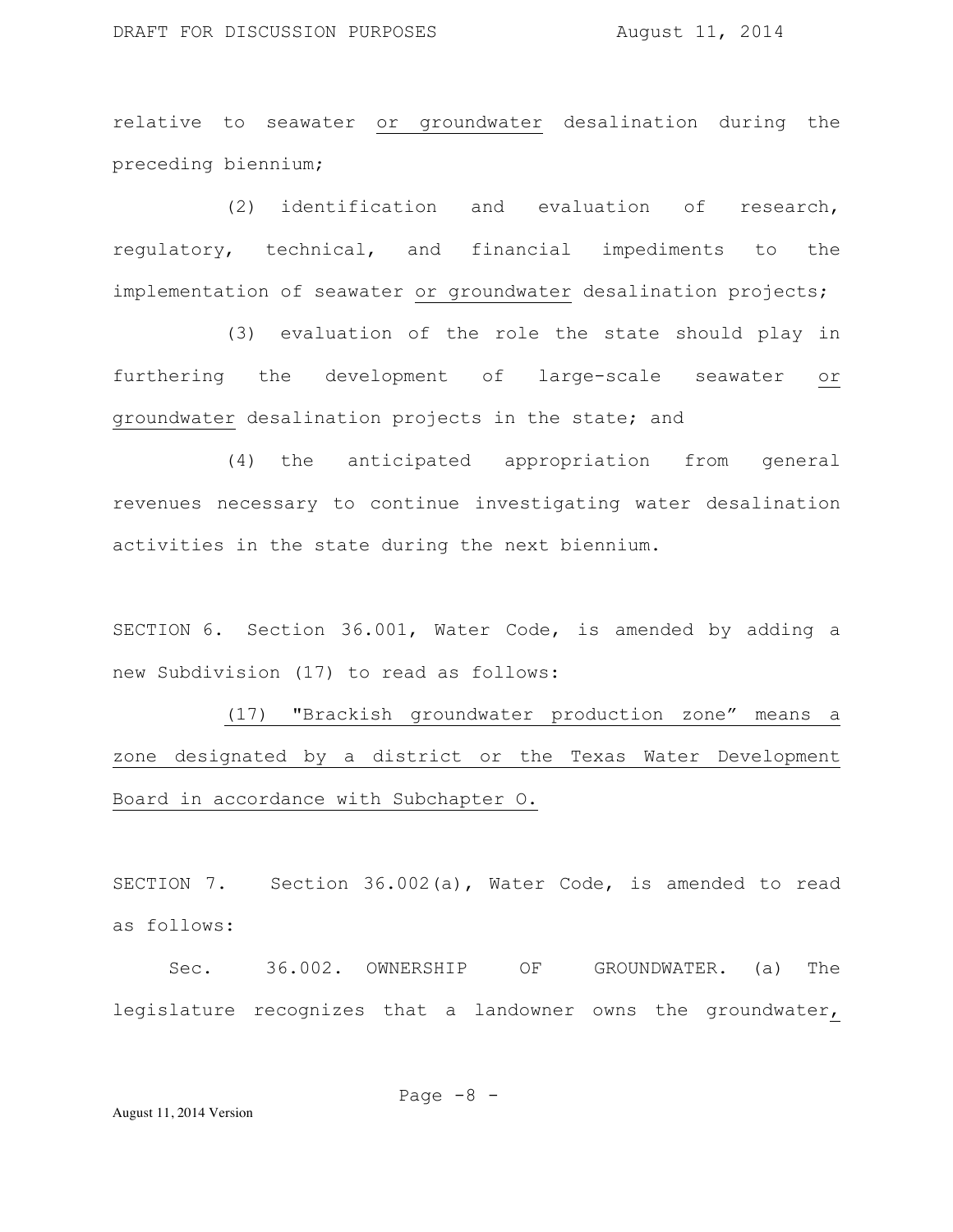relative to seawater <u>or groundwater</u> desalination during the preceding biennium;

(2) identification and evaluation of research, regulatory, technical, and financial impediments to the implementation of seawater <u>or groundwater</u> desalination projects;

(3) evaluation of the role the state should play in furthering the development of large-scale seawater <u>or groundwater</u> desalination projects in the state; and

(4) the anticipated appropriation from general revenues necessary to continue investigating water desalination activities in the state during the next biennium.

SECTION 6. Section 36.001, Water Code, is amended by adding a new Subdivision (17) to read as follows:

<u>(17) "Brackish groundwater production zone" means a zone designated by a district or the Texas Water Development Board in accordance with Subchapter O.</u>

SECTION 7. Section 36.002(a), Water Code, is amended to read as follows:

Sec. 36.002. OWNERSHIP OF GROUNDWATER. (a) The legislature recognizes that a landowner owns the groundwater<u>,</u>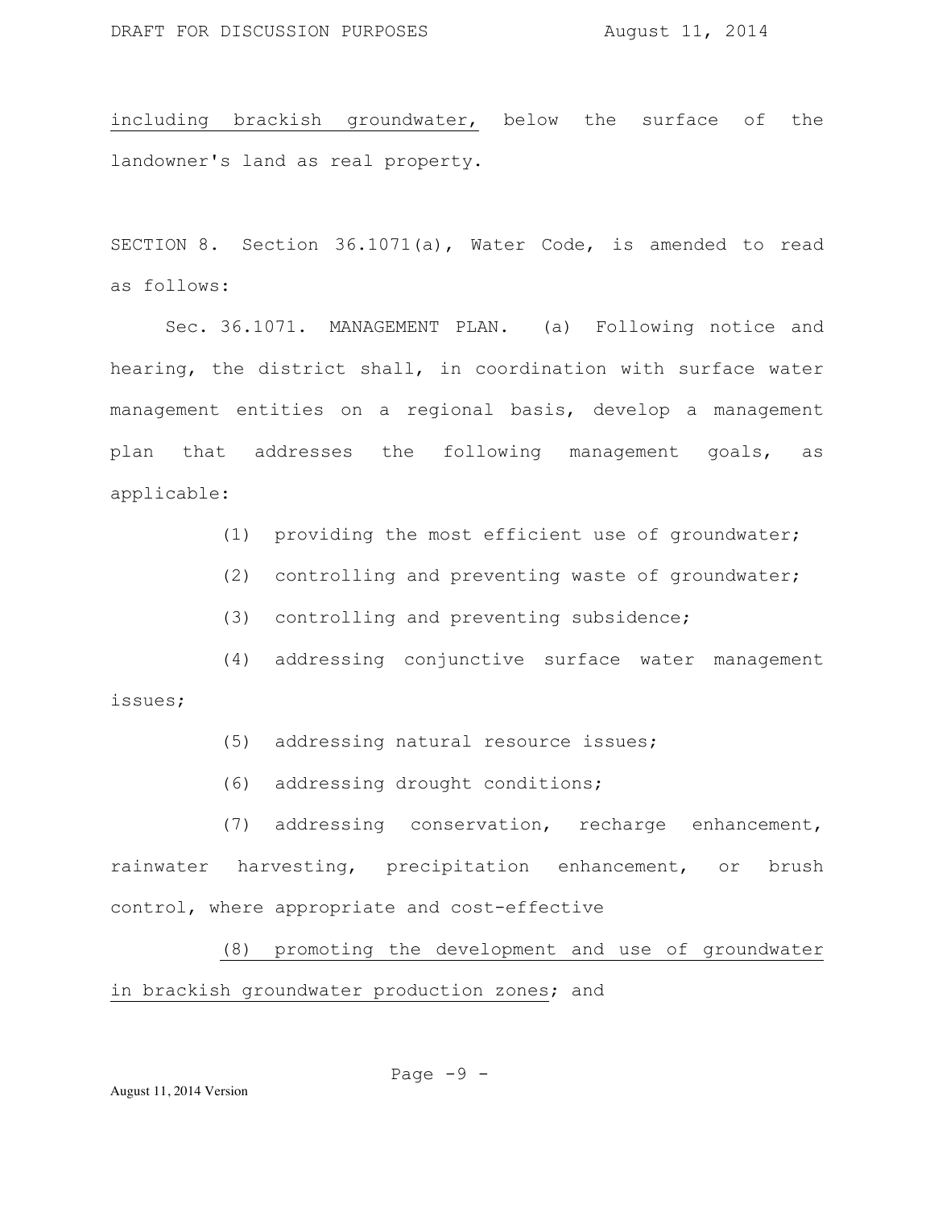including brackish groundwater, below the surface of the landowner's land as real property.

SECTION 8. Section 36.1071(a), Water Code, is amended to read as follows:

Sec. 36.1071. MANAGEMENT PLAN. (a) Following notice and hearing, the district shall, in coordination with surface water management entities on a regional basis, develop a management plan that addresses the following management goals, as applicable:

(1) providing the most efficient use of groundwater;

(2) controlling and preventing waste of groundwater;

(3) controlling and preventing subsidence;

(4) addressing conjunctive surface water management issues;

(5) addressing natural resource issues;

(6) addressing drought conditions;

(7) addressing conservation, recharge enhancement, rainwater harvesting, precipitation enhancement, or brush control, where appropriate and cost-effective

(8) promoting the development and use of groundwater in brackish groundwater production zones; and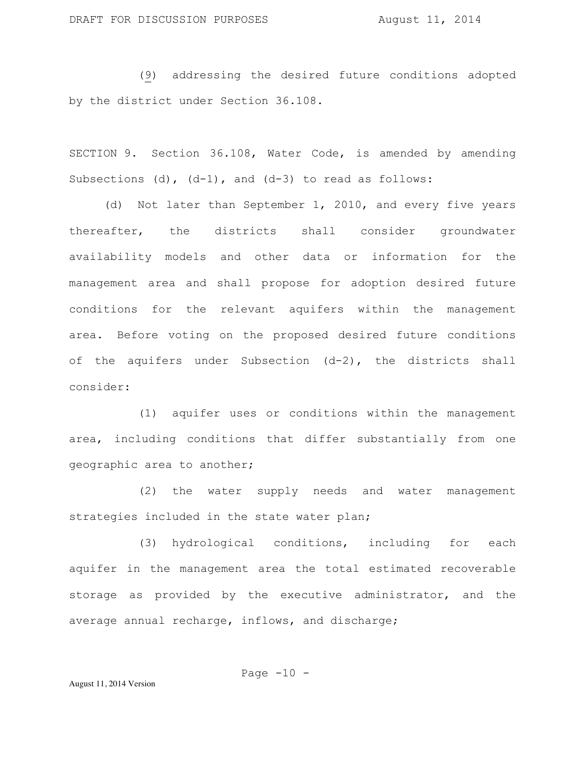(9) addressing the desired future conditions adopted by the district under Section 36.108.

SECTION 9. Section 36.108, Water Code, is amended by amending Subsections (d), (d-1), and (d-3) to read as follows:

(d) Not later than September 1, 2010, and every five years thereafter, the districts shall consider groundwater availability models and other data or information for the management area and shall propose for adoption desired future conditions for the relevant aquifers within the management area. Before voting on the proposed desired future conditions of the aquifers under Subsection (d-2), the districts shall consider:

(1) aquifer uses or conditions within the management area, including conditions that differ substantially from one geographic area to another;

(2) the water supply needs and water management strategies included in the state water plan;

(3) hydrological conditions, including for each aquifer in the management area the total estimated recoverable storage as provided by the executive administrator, and the average annual recharge, inflows, and discharge;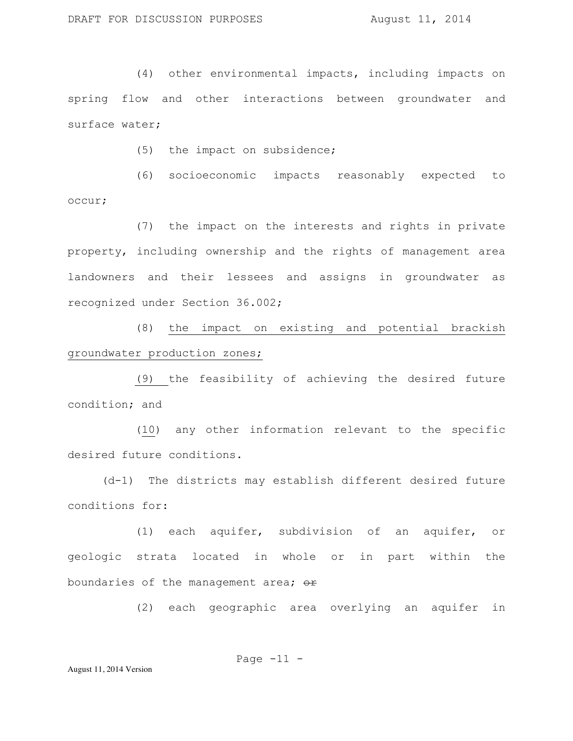(4) other environmental impacts, including impacts on spring flow and other interactions between groundwater and surface water;

(5) the impact on subsidence;

(6) socioeconomic impacts reasonably expected to occur;

(7) the impact on the interests and rights in private property, including ownership and the rights of management area landowners and their lessees and assigns in groundwater as recognized under Section 36.002;

(8) <u>the impact on existing and potential brackish groundwater production zones;</u>

<u>(9)</u> the feasibility of achieving the desired future condition; and

(<u>10</u>) any other information relevant to the specific desired future conditions.

(d-1) The districts may establish different desired future conditions for:

(1) each aquifer, subdivision of an aquifer, or geologic strata located in whole or in part within the boundaries of the management area; ~~or~~

(2) each geographic area overlying an aquifer in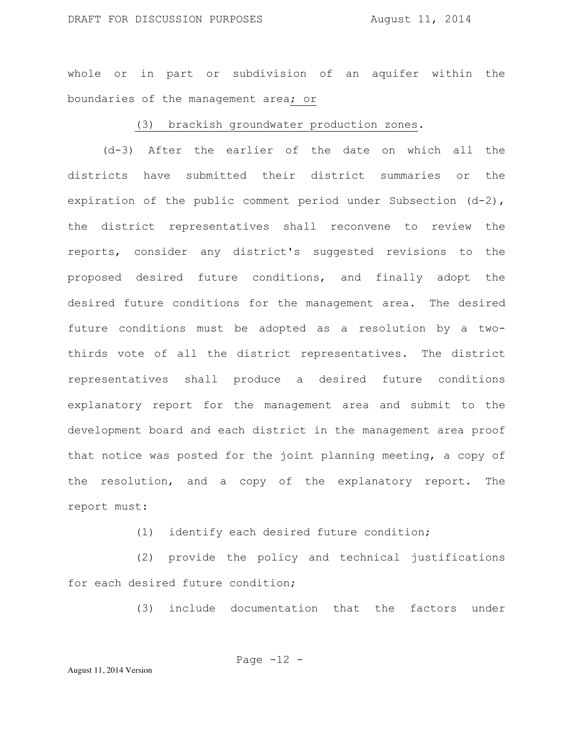whole or in part or subdivision of an aquifer within the boundaries of the management area; or

(3) brackish groundwater production zones.

(d-3) After the earlier of the date on which all the districts have submitted their district summaries or the expiration of the public comment period under Subsection (d-2), the district representatives shall reconvene to review the reports, consider any district's suggested revisions to the proposed desired future conditions, and finally adopt the desired future conditions for the management area. The desired future conditions must be adopted as a resolution by a two-thirds vote of all the district representatives. The district representatives shall produce a desired future conditions explanatory report for the management area and submit to the development board and each district in the management area proof that notice was posted for the joint planning meeting, a copy of the resolution, and a copy of the explanatory report. The report must:

(1) identify each desired future condition;

(2) provide the policy and technical justifications for each desired future condition;

(3) include documentation that the factors under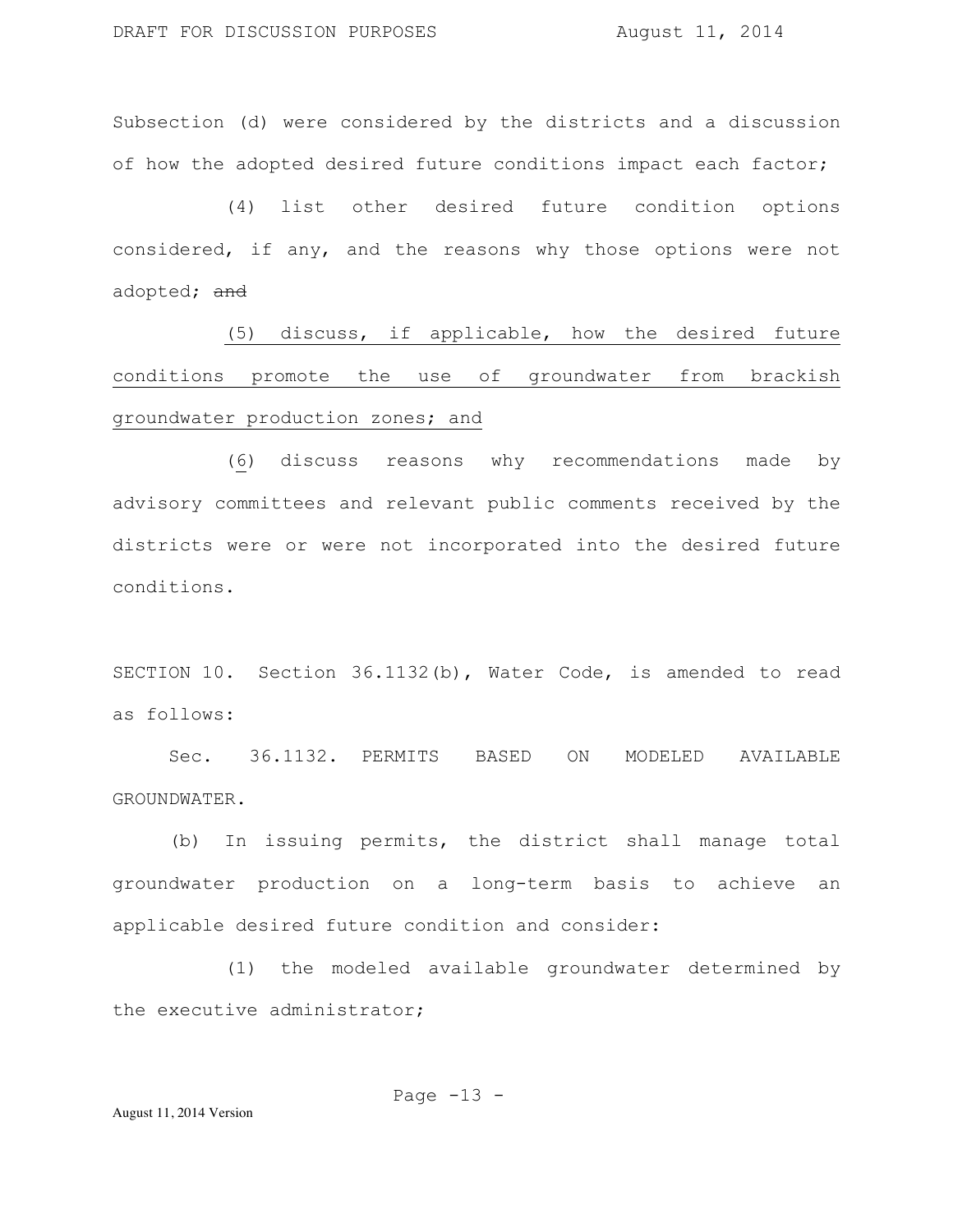Subsection (d) were considered by the districts and a discussion of how the adopted desired future conditions impact each factor;

(4) list other desired future condition options considered, if any, and the reasons why those options were not adopted; ~~and~~

<u>(5) discuss, if applicable, how the desired future conditions promote the use of groundwater from brackish groundwater production zones; and</u>

(<u>6</u>) discuss reasons why recommendations made by advisory committees and relevant public comments received by the districts were or were not incorporated into the desired future conditions.

SECTION 10. Section 36.1132(b), Water Code, is amended to read as follows:

Sec. 36.1132. PERMITS BASED ON MODELED AVAILABLE GROUNDWATER.

(b) In issuing permits, the district shall manage total groundwater production on a long-term basis to achieve an applicable desired future condition and consider:

(1) the modeled available groundwater determined by the executive administrator;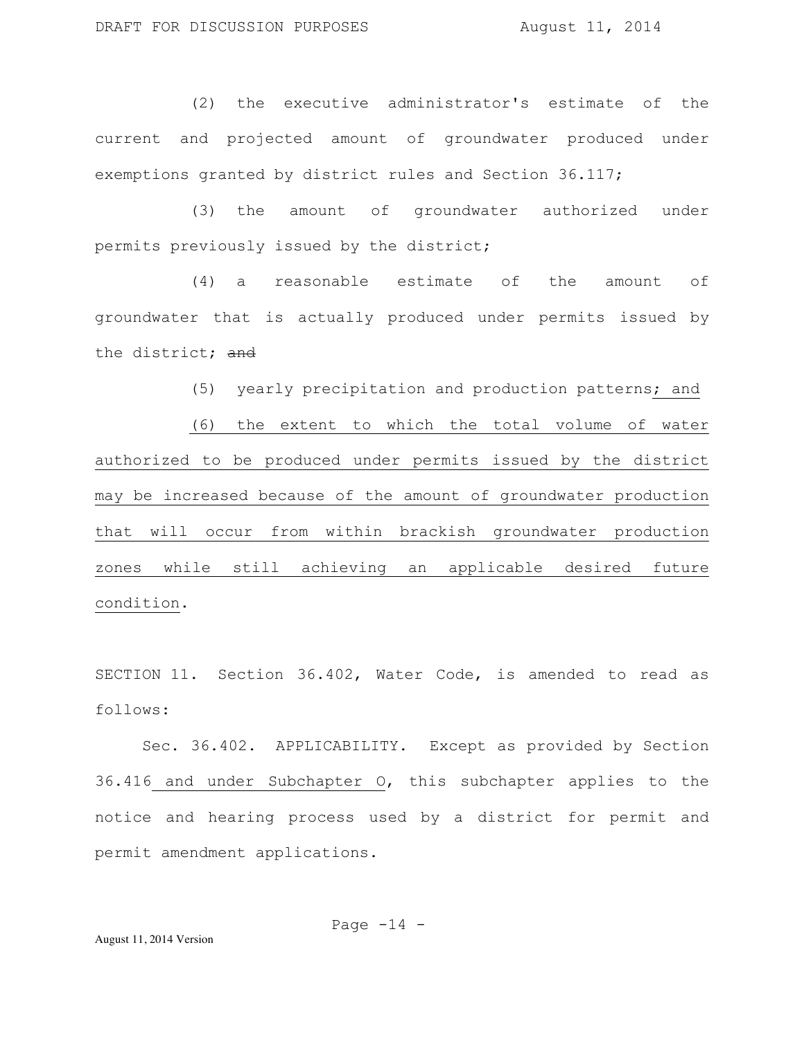(2) the executive administrator's estimate of the current and projected amount of groundwater produced under exemptions granted by district rules and Section 36.117;

(3) the amount of groundwater authorized under permits previously issued by the district;

(4) a reasonable estimate of the amount of groundwater that is actually produced under permits issued by the district; ~~and~~

(5) yearly precipitation and production patterns<u>; and</u>

<u>(6) the extent to which the total volume of water authorized to be produced under permits issued by the district may be increased because of the amount of groundwater production that will occur from within brackish groundwater production zones while still achieving an applicable desired future condition</u>.

SECTION 11. Section 36.402, Water Code, is amended to read as follows:

Sec. 36.402. APPLICABILITY. Except as provided by Section 36.416<u> and under Subchapter O</u>, this subchapter applies to the notice and hearing process used by a district for permit and permit amendment applications.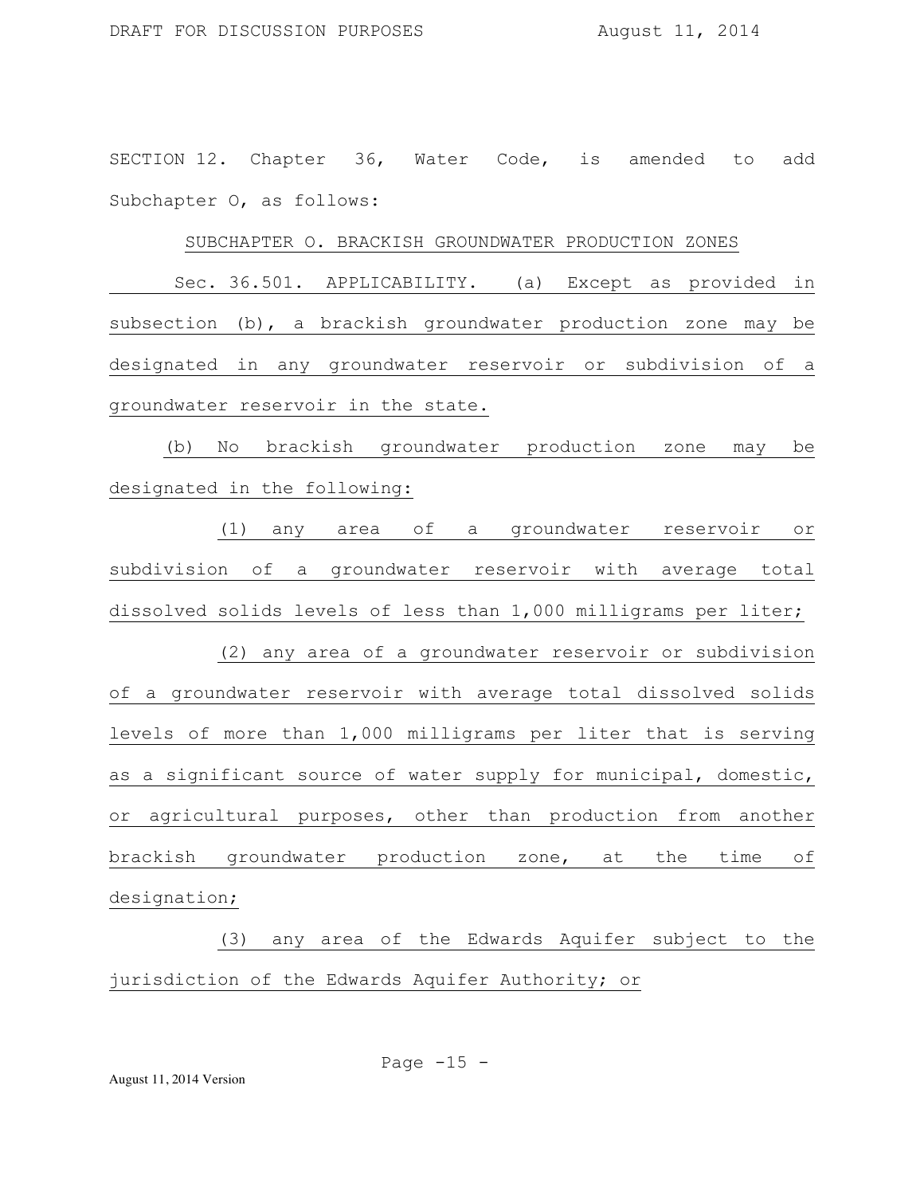SECTION 12. Chapter 36, Water Code, is amended to add Subchapter O, as follows:

SUBCHAPTER O. BRACKISH GROUNDWATER PRODUCTION ZONES

Sec. 36.501. APPLICABILITY. (a) Except as provided in subsection (b), a brackish groundwater production zone may be designated in any groundwater reservoir or subdivision of a groundwater reservoir in the state.

(b) No brackish groundwater production zone may be designated in the following:

(1) any area of a groundwater reservoir or subdivision of a groundwater reservoir with average total dissolved solids levels of less than 1,000 milligrams per liter;

(2) any area of a groundwater reservoir or subdivision of a groundwater reservoir with average total dissolved solids levels of more than 1,000 milligrams per liter that is serving as a significant source of water supply for municipal, domestic, or agricultural purposes, other than production from another brackish groundwater production zone, at the time of designation;

(3) any area of the Edwards Aquifer subject to the jurisdiction of the Edwards Aquifer Authority; or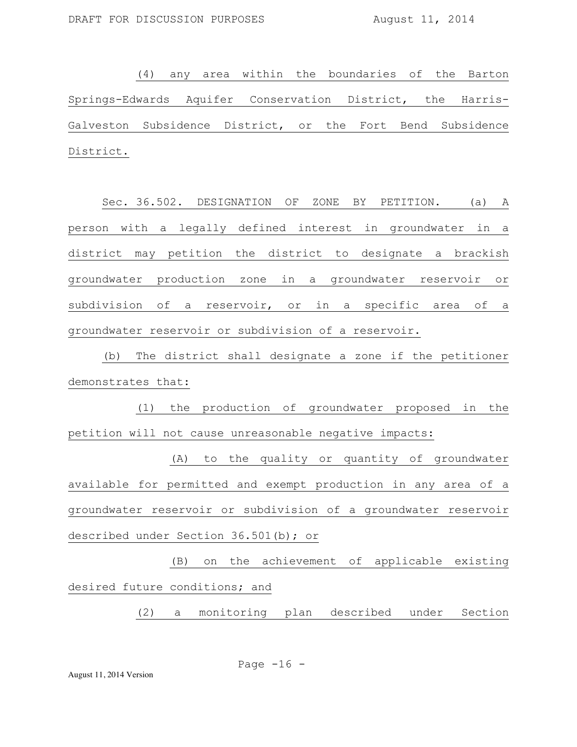(4) any area within the boundaries of the Barton Springs-Edwards Aquifer Conservation District, the Harris-Galveston Subsidence District, or the Fort Bend Subsidence District.

Sec. 36.502. DESIGNATION OF ZONE BY PETITION. (a) A person with a legally defined interest in groundwater in a district may petition the district to designate a brackish groundwater production zone in a groundwater reservoir or subdivision of a reservoir, or in a specific area of a groundwater reservoir or subdivision of a reservoir.

(b) The district shall designate a zone if the petitioner demonstrates that:

(1) the production of groundwater proposed in the petition will not cause unreasonable negative impacts:

(A) to the quality or quantity of groundwater available for permitted and exempt production in any area of a groundwater reservoir or subdivision of a groundwater reservoir described under Section 36.501(b); or

(B) on the achievement of applicable existing desired future conditions; and

(2) a monitoring plan described under Section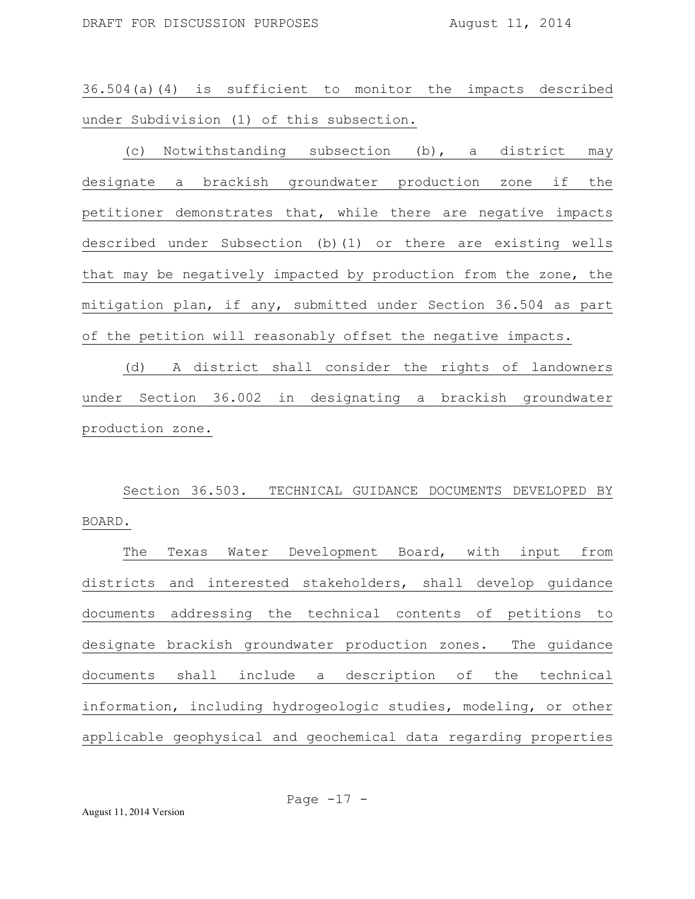36.504(a)(4) is sufficient to monitor the impacts described under Subdivision (1) of this subsection.

(c) Notwithstanding subsection (b), a district may designate a brackish groundwater production zone if the petitioner demonstrates that, while there are negative impacts described under Subsection (b)(1) or there are existing wells that may be negatively impacted by production from the zone, the mitigation plan, if any, submitted under Section 36.504 as part of the petition will reasonably offset the negative impacts.

(d) A district shall consider the rights of landowners under Section 36.002 in designating a brackish groundwater production zone.

Section 36.503. TECHNICAL GUIDANCE DOCUMENTS DEVELOPED BY BOARD.

The Texas Water Development Board, with input from districts and interested stakeholders, shall develop guidance documents addressing the technical contents of petitions to designate brackish groundwater production zones. The guidance documents shall include a description of the technical information, including hydrogeologic studies, modeling, or other applicable geophysical and geochemical data regarding properties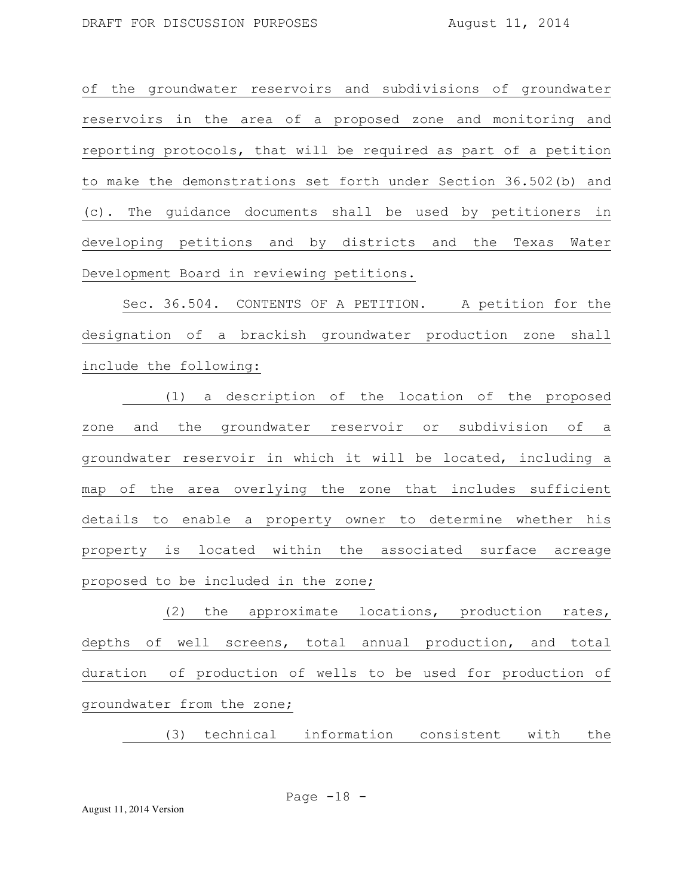of the groundwater reservoirs and subdivisions of groundwater reservoirs in the area of a proposed zone and monitoring and reporting protocols, that will be required as part of a petition to make the demonstrations set forth under Section 36.502(b) and (c). The guidance documents shall be used by petitioners in developing petitions and by districts and the Texas Water Development Board in reviewing petitions.

Sec. 36.504. CONTENTS OF A PETITION. A petition for the designation of a brackish groundwater production zone shall include the following:

(1) a description of the location of the proposed zone and the groundwater reservoir or subdivision of a groundwater reservoir in which it will be located, including a map of the area overlying the zone that includes sufficient details to enable a property owner to determine whether his property is located within the associated surface acreage proposed to be included in the zone;

(2) the approximate locations, production rates, depths of well screens, total annual production, and total duration of production of wells to be used for production of groundwater from the zone;

(3) technical information consistent with the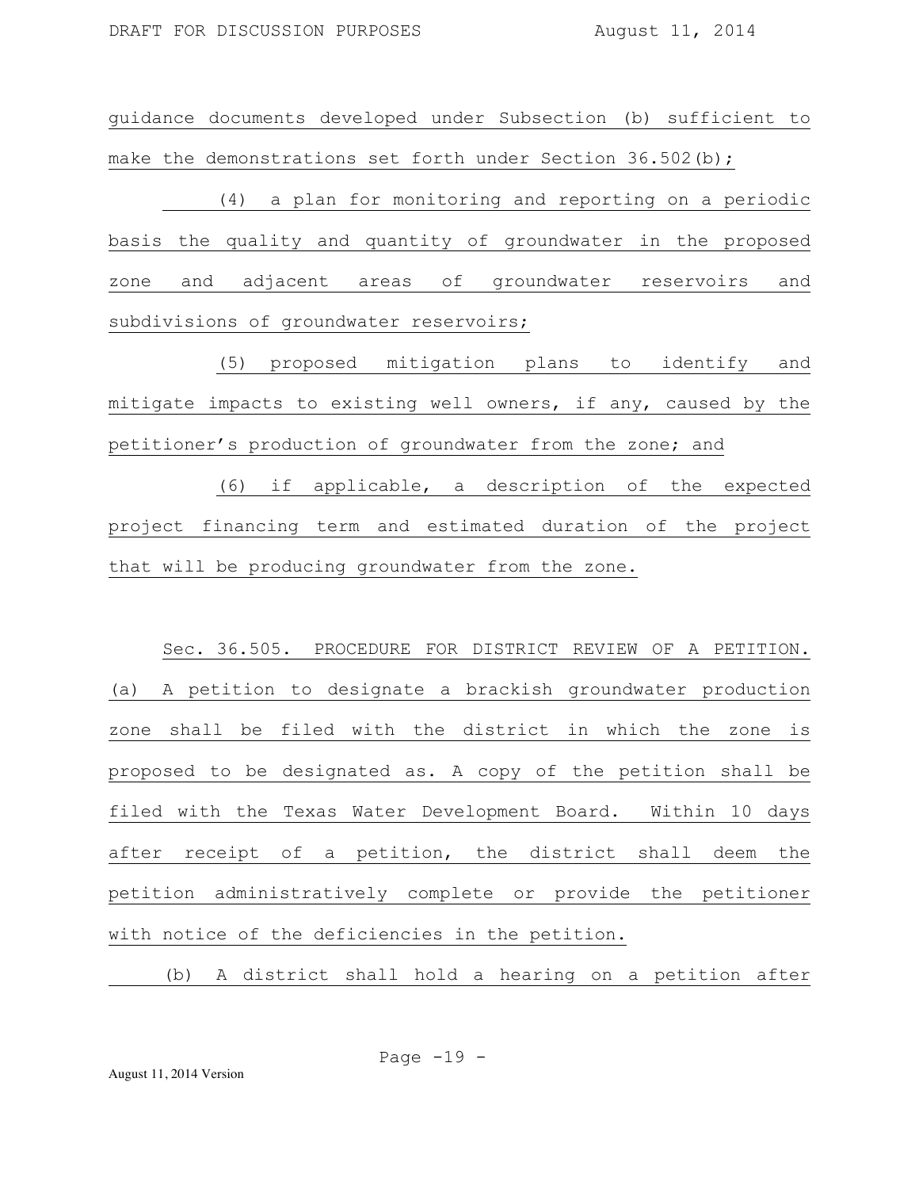guidance documents developed under Subsection (b) sufficient to make the demonstrations set forth under Section 36.502(b);

(4) a plan for monitoring and reporting on a periodic basis the quality and quantity of groundwater in the proposed zone and adjacent areas of groundwater reservoirs and subdivisions of groundwater reservoirs;

(5) proposed mitigation plans to identify and mitigate impacts to existing well owners, if any, caused by the petitioner's production of groundwater from the zone; and

(6) if applicable, a description of the expected project financing term and estimated duration of the project that will be producing groundwater from the zone.

Sec. 36.505. PROCEDURE FOR DISTRICT REVIEW OF A PETITION. (a) A petition to designate a brackish groundwater production zone shall be filed with the district in which the zone is proposed to be designated as. A copy of the petition shall be filed with the Texas Water Development Board. Within 10 days after receipt of a petition, the district shall deem the petition administratively complete or provide the petitioner with notice of the deficiencies in the petition.

(b) A district shall hold a hearing on a petition after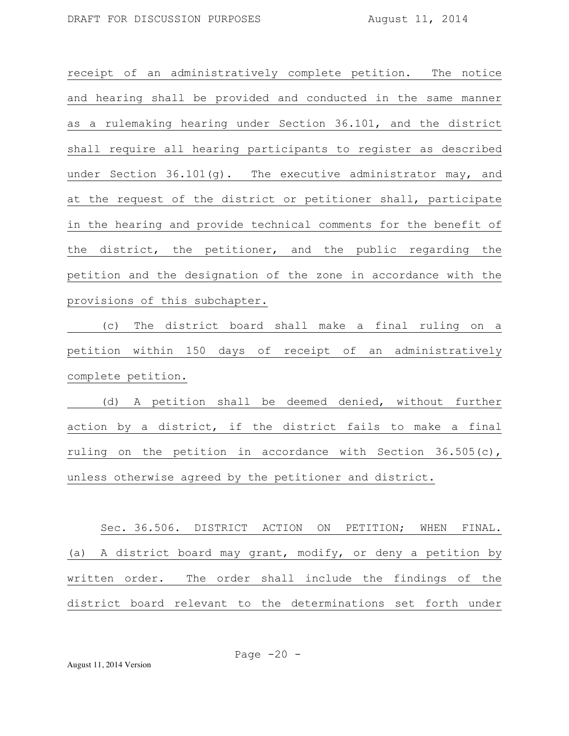receipt of an administratively complete petition. The notice and hearing shall be provided and conducted in the same manner as a rulemaking hearing under Section 36.101, and the district shall require all hearing participants to register as described under Section 36.101(g). The executive administrator may, and at the request of the district or petitioner shall, participate in the hearing and provide technical comments for the benefit of the district, the petitioner, and the public regarding the petition and the designation of the zone in accordance with the provisions of this subchapter.

(c) The district board shall make a final ruling on a petition within 150 days of receipt of an administratively complete petition.

(d) A petition shall be deemed denied, without further action by a district, if the district fails to make a final ruling on the petition in accordance with Section 36.505(c), unless otherwise agreed by the petitioner and district.

Sec. 36.506. DISTRICT ACTION ON PETITION; WHEN FINAL. (a) A district board may grant, modify, or deny a petition by written order. The order shall include the findings of the district board relevant to the determinations set forth under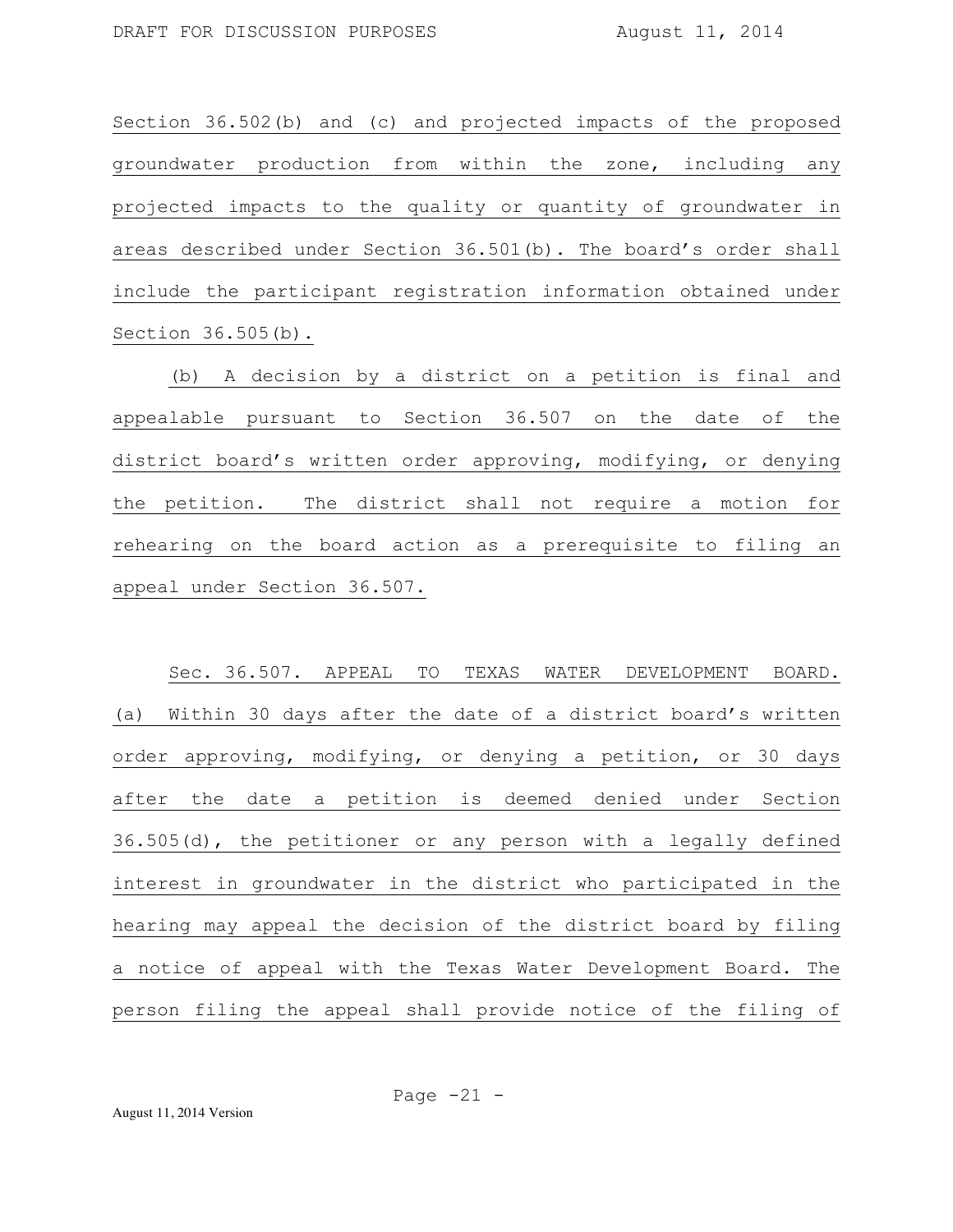Section 36.502(b) and (c) and projected impacts of the proposed groundwater production from within the zone, including any projected impacts to the quality or quantity of groundwater in areas described under Section 36.501(b). The board's order shall include the participant registration information obtained under Section 36.505(b).

(b) A decision by a district on a petition is final and appealable pursuant to Section 36.507 on the date of the district board's written order approving, modifying, or denying the petition. The district shall not require a motion for rehearing on the board action as a prerequisite to filing an appeal under Section 36.507.

Sec. 36.507. APPEAL TO TEXAS WATER DEVELOPMENT BOARD. (a) Within 30 days after the date of a district board's written order approving, modifying, or denying a petition, or 30 days after the date a petition is deemed denied under Section 36.505(d), the petitioner or any person with a legally defined interest in groundwater in the district who participated in the hearing may appeal the decision of the district board by filing a notice of appeal with the Texas Water Development Board. The person filing the appeal shall provide notice of the filing of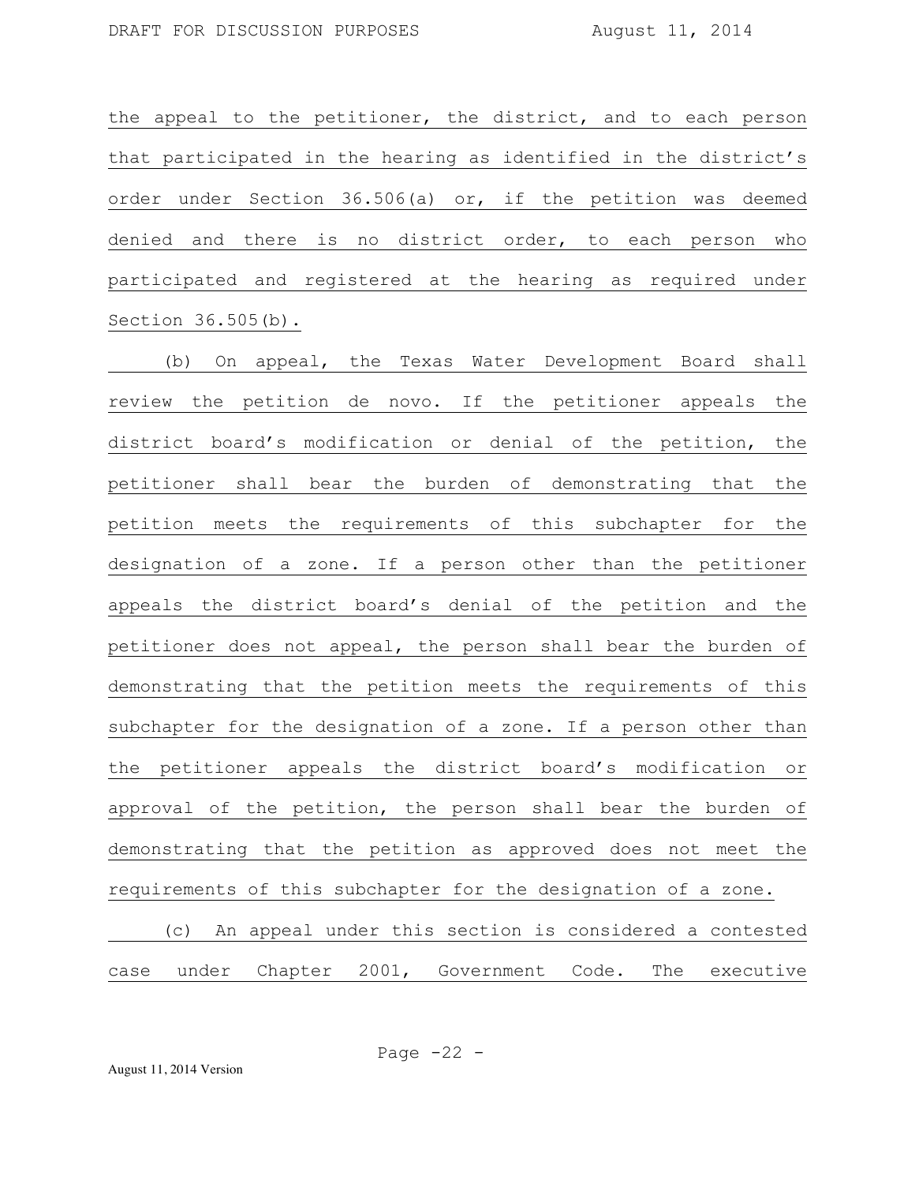the appeal to the petitioner, the district, and to each person that participated in the hearing as identified in the district's order under Section 36.506(a) or, if the petition was deemed denied and there is no district order, to each person who participated and registered at the hearing as required under Section 36.505(b).

(b) On appeal, the Texas Water Development Board shall review the petition de novo. If the petitioner appeals the district board's modification or denial of the petition, the petitioner shall bear the burden of demonstrating that the petition meets the requirements of this subchapter for the designation of a zone. If a person other than the petitioner appeals the district board's denial of the petition and the petitioner does not appeal, the person shall bear the burden of demonstrating that the petition meets the requirements of this subchapter for the designation of a zone. If a person other than the petitioner appeals the district board's modification or approval of the petition, the person shall bear the burden of demonstrating that the petition as approved does not meet the requirements of this subchapter for the designation of a zone.

(c) An appeal under this section is considered a contested case under Chapter 2001, Government Code. The executive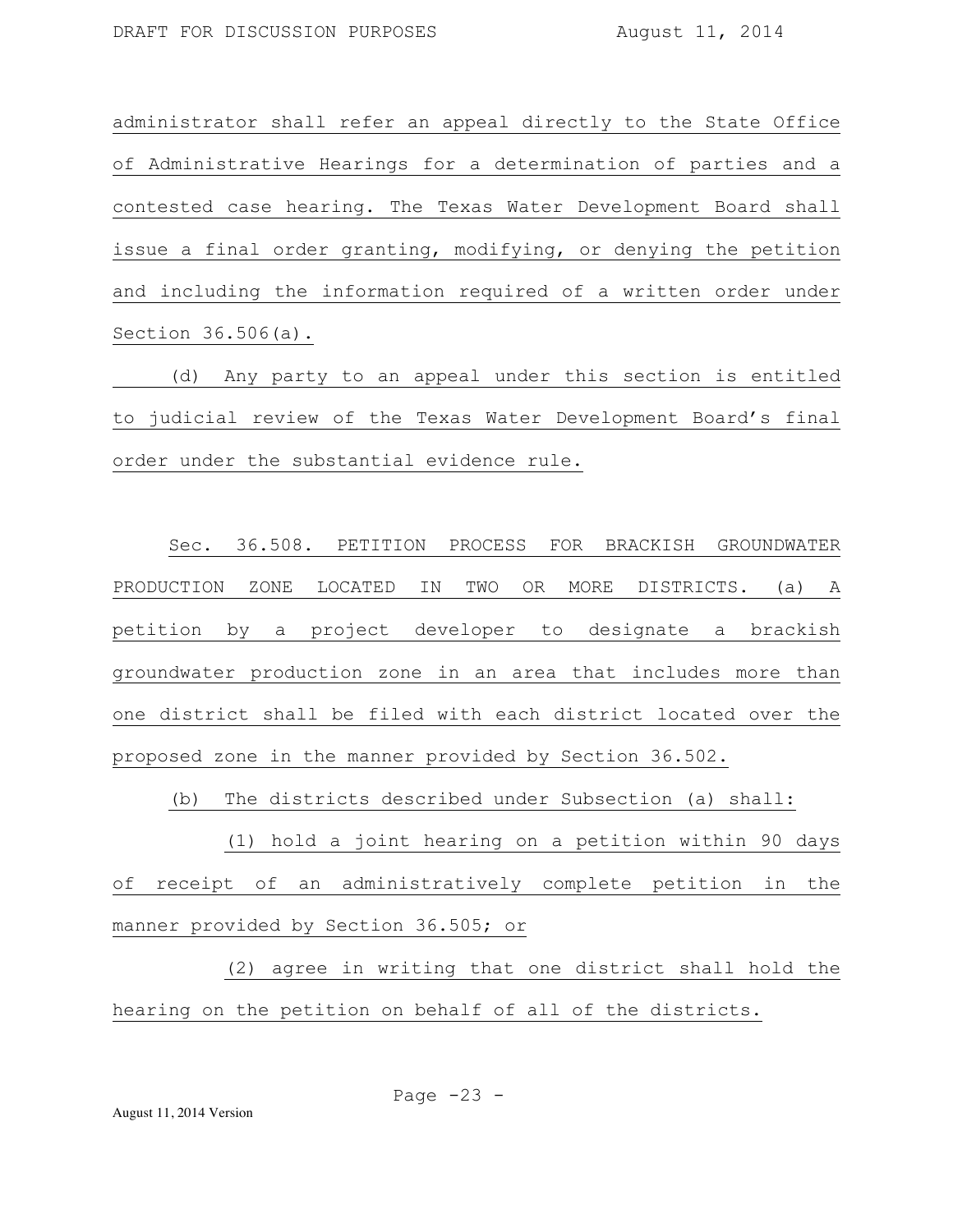administrator shall refer an appeal directly to the State Office of Administrative Hearings for a determination of parties and a contested case hearing. The Texas Water Development Board shall issue a final order granting, modifying, or denying the petition and including the information required of a written order under Section 36.506(a).

(d) Any party to an appeal under this section is entitled to judicial review of the Texas Water Development Board's final order under the substantial evidence rule.

Sec. 36.508. PETITION PROCESS FOR BRACKISH GROUNDWATER PRODUCTION ZONE LOCATED IN TWO OR MORE DISTRICTS. (a) A petition by a project developer to designate a brackish groundwater production zone in an area that includes more than one district shall be filed with each district located over the proposed zone in the manner provided by Section 36.502.

(b) The districts described under Subsection (a) shall:

(1) hold a joint hearing on a petition within 90 days of receipt of an administratively complete petition in the manner provided by Section 36.505; or

(2) agree in writing that one district shall hold the hearing on the petition on behalf of all of the districts.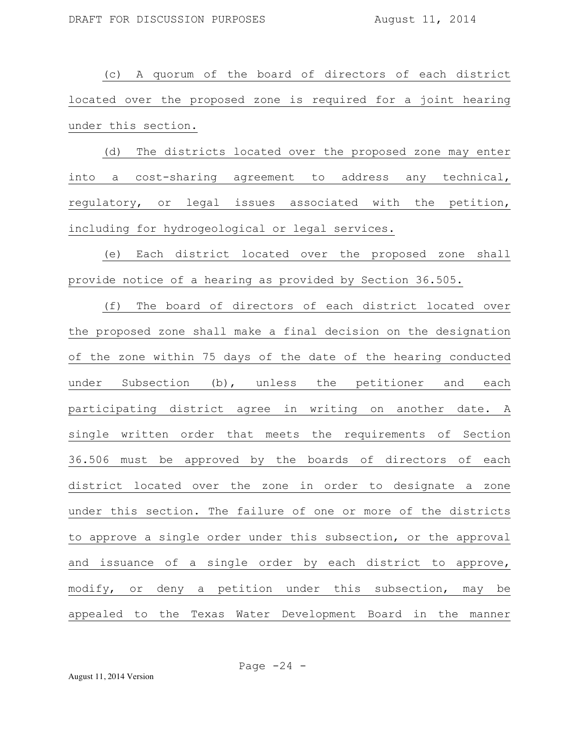(c) A quorum of the board of directors of each district located over the proposed zone is required for a joint hearing under this section.

(d) The districts located over the proposed zone may enter into a cost-sharing agreement to address any technical, regulatory, or legal issues associated with the petition, including for hydrogeological or legal services.

(e) Each district located over the proposed zone shall provide notice of a hearing as provided by Section 36.505.

(f) The board of directors of each district located over the proposed zone shall make a final decision on the designation of the zone within 75 days of the date of the hearing conducted under Subsection (b), unless the petitioner and each participating district agree in writing on another date. A single written order that meets the requirements of Section 36.506 must be approved by the boards of directors of each district located over the zone in order to designate a zone under this section. The failure of one or more of the districts to approve a single order under this subsection, or the approval and issuance of a single order by each district to approve, modify, or deny a petition under this subsection, may be appealed to the Texas Water Development Board in the manner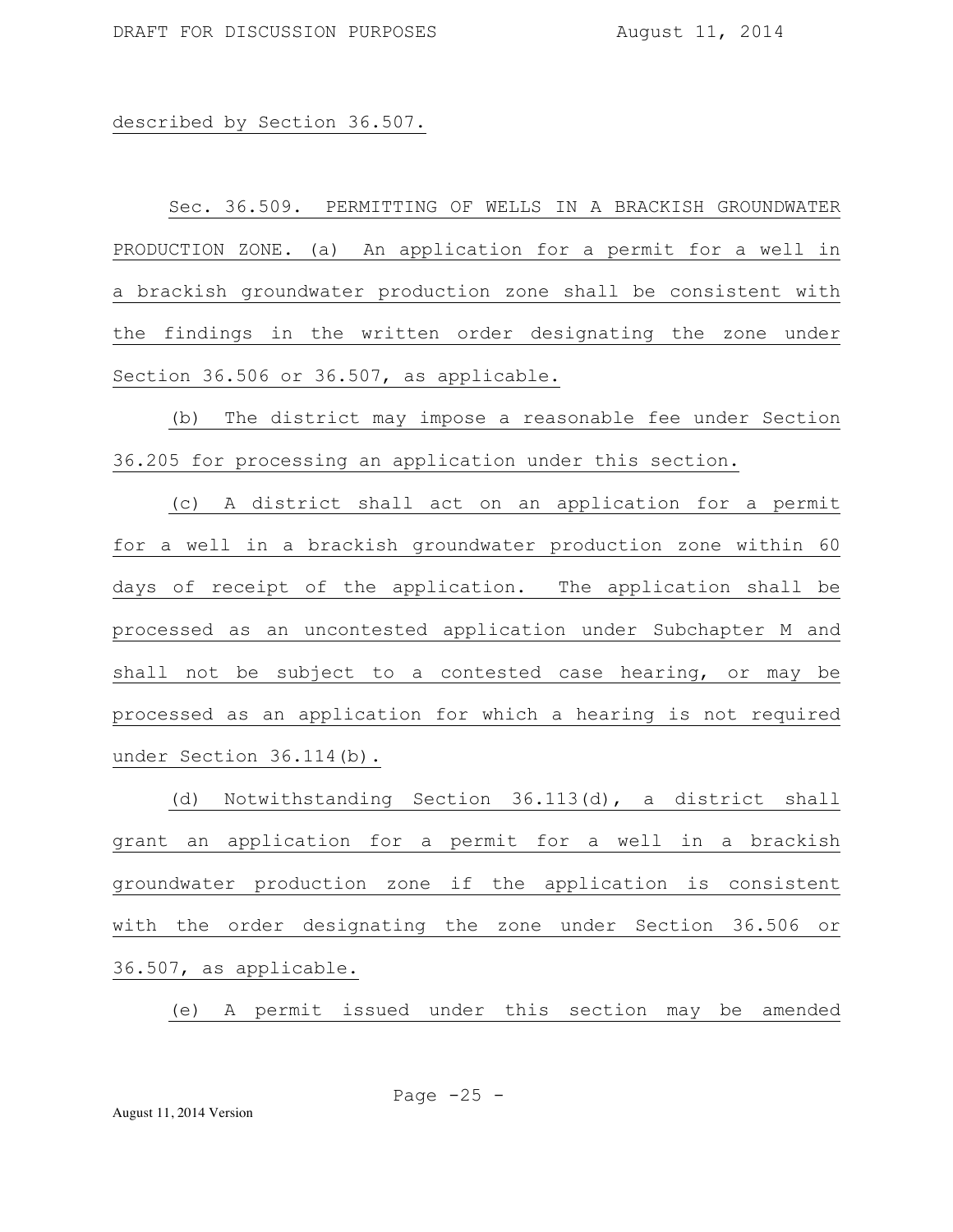described by Section 36.507.

Sec. 36.509. PERMITTING OF WELLS IN A BRACKISH GROUNDWATER PRODUCTION ZONE. (a) An application for a permit for a well in a brackish groundwater production zone shall be consistent with the findings in the written order designating the zone under Section 36.506 or 36.507, as applicable.

(b) The district may impose a reasonable fee under Section 36.205 for processing an application under this section.

(c) A district shall act on an application for a permit for a well in a brackish groundwater production zone within 60 days of receipt of the application. The application shall be processed as an uncontested application under Subchapter M and shall not be subject to a contested case hearing, or may be processed as an application for which a hearing is not required under Section 36.114(b).

(d) Notwithstanding Section 36.113(d), a district shall grant an application for a permit for a well in a brackish groundwater production zone if the application is consistent with the order designating the zone under Section 36.506 or 36.507, as applicable.

(e) A permit issued under this section may be amended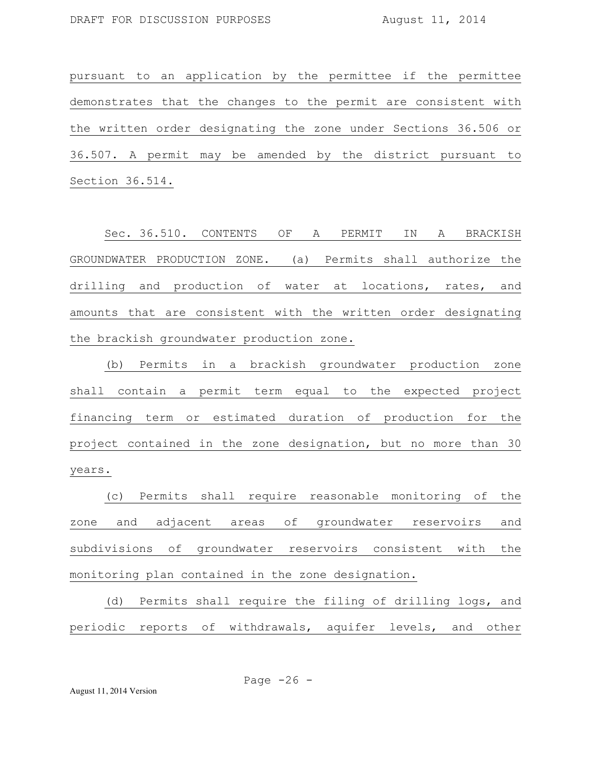pursuant to an application by the permittee if the permittee demonstrates that the changes to the permit are consistent with the written order designating the zone under Sections 36.506 or 36.507. A permit may be amended by the district pursuant to Section 36.514.

Sec. 36.510. CONTENTS OF A PERMIT IN A BRACKISH GROUNDWATER PRODUCTION ZONE. (a) Permits shall authorize the drilling and production of water at locations, rates, and amounts that are consistent with the written order designating the brackish groundwater production zone.

(b) Permits in a brackish groundwater production zone shall contain a permit term equal to the expected project financing term or estimated duration of production for the project contained in the zone designation, but no more than 30 years.

(c) Permits shall require reasonable monitoring of the zone and adjacent areas of groundwater reservoirs and subdivisions of groundwater reservoirs consistent with the monitoring plan contained in the zone designation.

(d) Permits shall require the filing of drilling logs, and periodic reports of withdrawals, aquifer levels, and other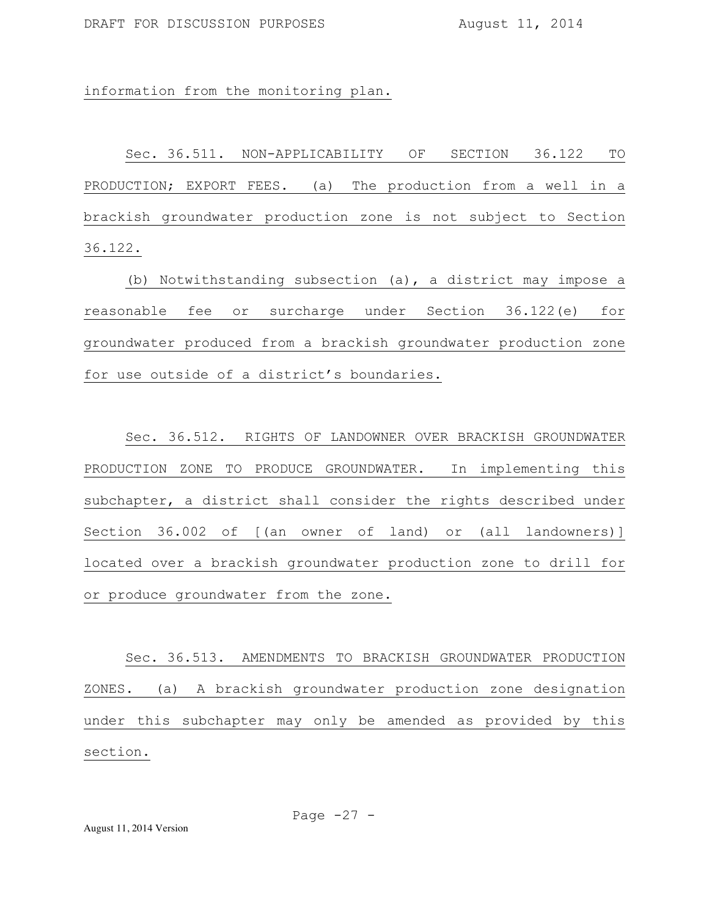information from the monitoring plan.

Sec. 36.511. NON-APPLICABILITY OF SECTION 36.122 TO PRODUCTION; EXPORT FEES. (a) The production from a well in a brackish groundwater production zone is not subject to Section 36.122.

(b) Notwithstanding subsection (a), a district may impose a reasonable fee or surcharge under Section 36.122(e) for groundwater produced from a brackish groundwater production zone for use outside of a district's boundaries.

Sec. 36.512. RIGHTS OF LANDOWNER OVER BRACKISH GROUNDWATER PRODUCTION ZONE TO PRODUCE GROUNDWATER. In implementing this subchapter, a district shall consider the rights described under Section 36.002 of [(an owner of land) or (all landowners)] located over a brackish groundwater production zone to drill for or produce groundwater from the zone.

Sec. 36.513. AMENDMENTS TO BRACKISH GROUNDWATER PRODUCTION ZONES. (a) A brackish groundwater production zone designation under this subchapter may only be amended as provided by this section.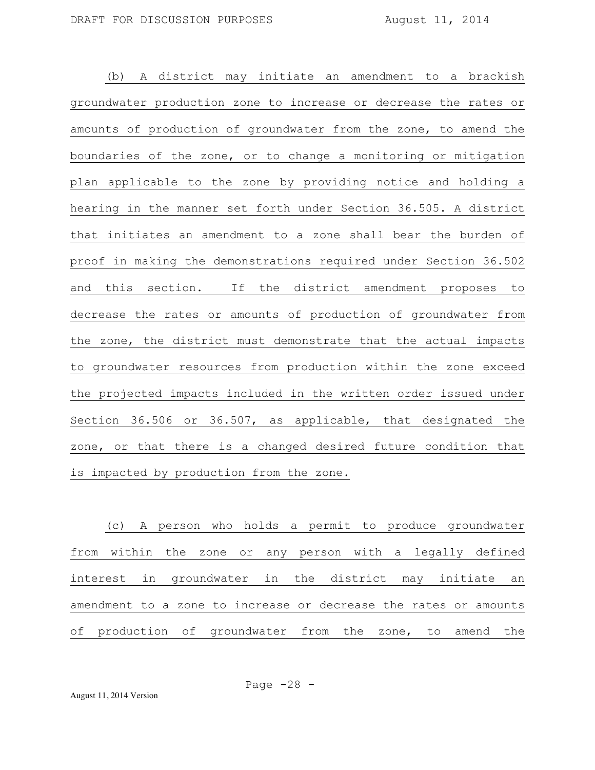(b) A district may initiate an amendment to a brackish groundwater production zone to increase or decrease the rates or amounts of production of groundwater from the zone, to amend the boundaries of the zone, or to change a monitoring or mitigation plan applicable to the zone by providing notice and holding a hearing in the manner set forth under Section 36.505. A district that initiates an amendment to a zone shall bear the burden of proof in making the demonstrations required under Section 36.502 and this section. If the district amendment proposes to decrease the rates or amounts of production of groundwater from the zone, the district must demonstrate that the actual impacts to groundwater resources from production within the zone exceed the projected impacts included in the written order issued under Section 36.506 or 36.507, as applicable, that designated the zone, or that there is a changed desired future condition that is impacted by production from the zone.

(c) A person who holds a permit to produce groundwater from within the zone or any person with a legally defined interest in groundwater in the district may initiate an amendment to a zone to increase or decrease the rates or amounts of production of groundwater from the zone, to amend the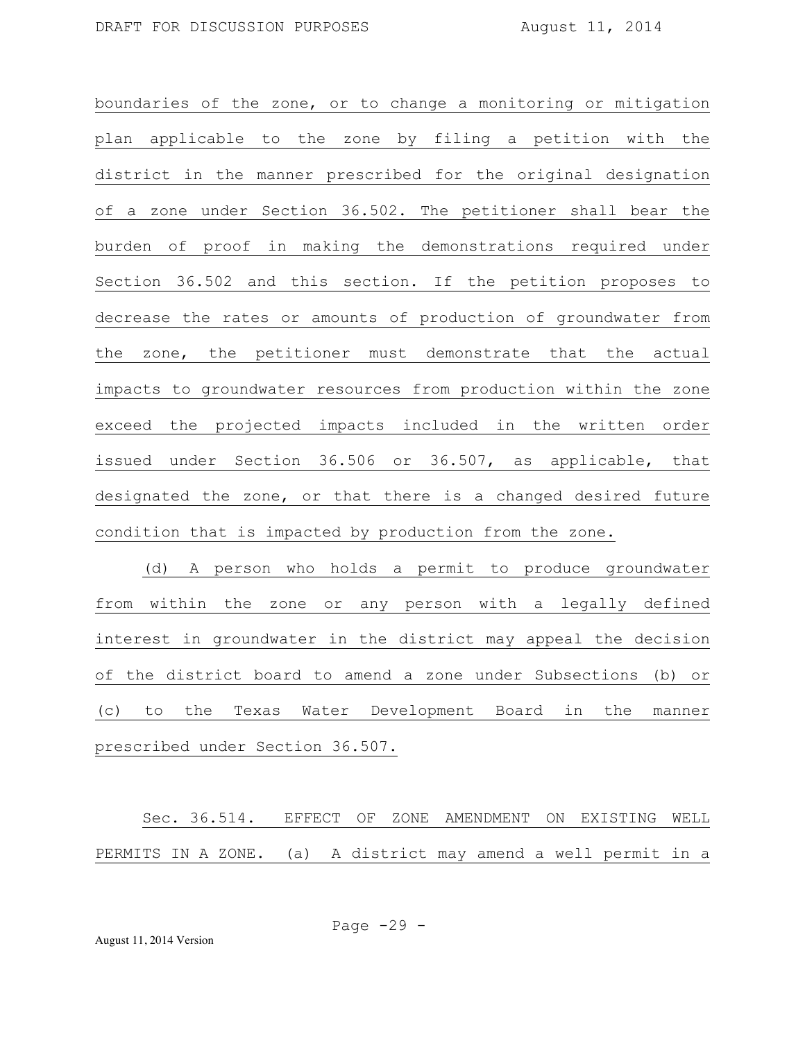boundaries of the zone, or to change a monitoring or mitigation plan applicable to the zone by filing a petition with the district in the manner prescribed for the original designation of a zone under Section 36.502. The petitioner shall bear the burden of proof in making the demonstrations required under Section 36.502 and this section. If the petition proposes to decrease the rates or amounts of production of groundwater from the zone, the petitioner must demonstrate that the actual impacts to groundwater resources from production within the zone exceed the projected impacts included in the written order issued under Section 36.506 or 36.507, as applicable, that designated the zone, or that there is a changed desired future condition that is impacted by production from the zone.

(d) A person who holds a permit to produce groundwater from within the zone or any person with a legally defined interest in groundwater in the district may appeal the decision of the district board to amend a zone under Subsections (b) or (c) to the Texas Water Development Board in the manner prescribed under Section 36.507.

Sec. 36.514. EFFECT OF ZONE AMENDMENT ON EXISTING WELL PERMITS IN A ZONE. (a) A district may amend a well permit in a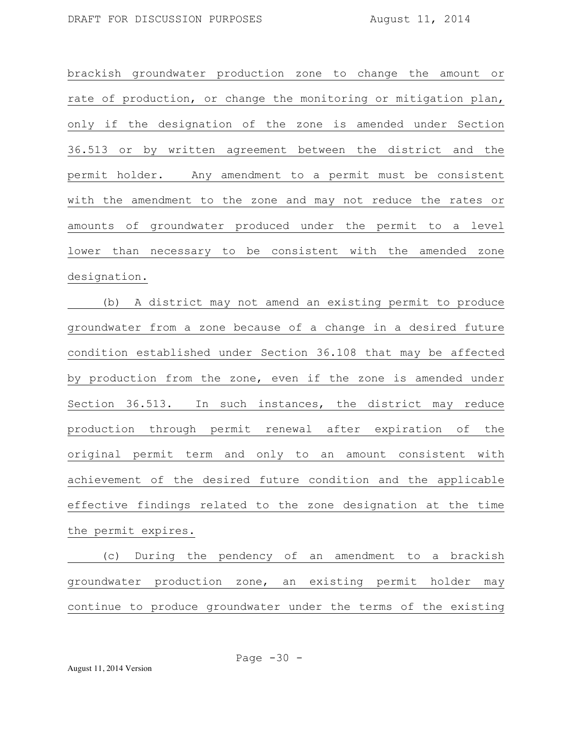brackish groundwater production zone to change the amount or rate of production, or change the monitoring or mitigation plan, only if the designation of the zone is amended under Section 36.513 or by written agreement between the district and the permit holder. Any amendment to a permit must be consistent with the amendment to the zone and may not reduce the rates or amounts of groundwater produced under the permit to a level lower than necessary to be consistent with the amended zone designation.

(b) A district may not amend an existing permit to produce groundwater from a zone because of a change in a desired future condition established under Section 36.108 that may be affected by production from the zone, even if the zone is amended under Section 36.513. In such instances, the district may reduce production through permit renewal after expiration of the original permit term and only to an amount consistent with achievement of the desired future condition and the applicable effective findings related to the zone designation at the time the permit expires.

(c) During the pendency of an amendment to a brackish groundwater production zone, an existing permit holder may continue to produce groundwater under the terms of the existing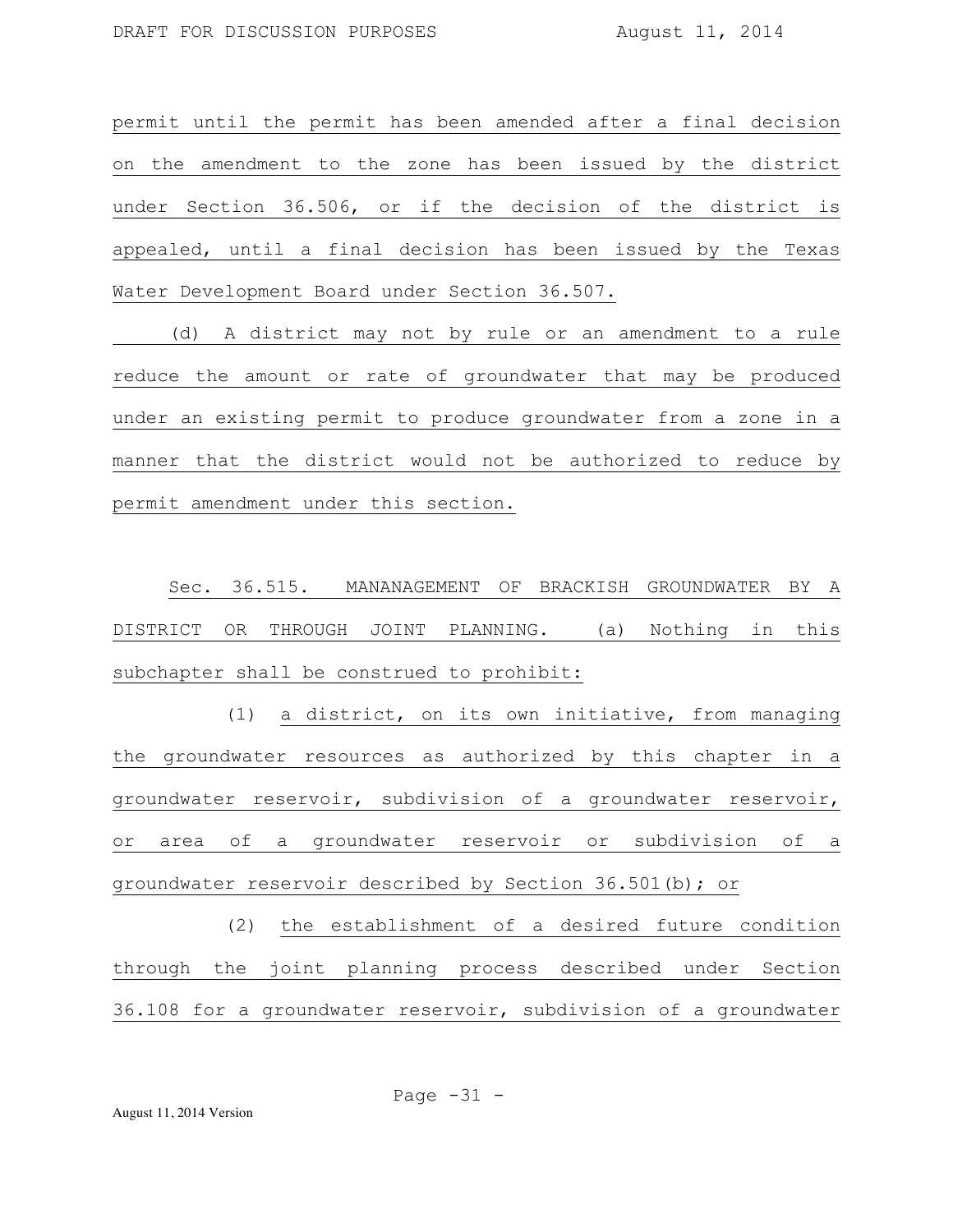permit until the permit has been amended after a final decision on the amendment to the zone has been issued by the district under Section 36.506, or if the decision of the district is appealed, until a final decision has been issued by the Texas Water Development Board under Section 36.507.

(d) A district may not by rule or an amendment to a rule reduce the amount or rate of groundwater that may be produced under an existing permit to produce groundwater from a zone in a manner that the district would not be authorized to reduce by permit amendment under this section.

Sec. 36.515. MANANAGEMENT OF BRACKISH GROUNDWATER BY A DISTRICT OR THROUGH JOINT PLANNING. (a) Nothing in this subchapter shall be construed to prohibit:

(1) a district, on its own initiative, from managing the groundwater resources as authorized by this chapter in a groundwater reservoir, subdivision of a groundwater reservoir, or area of a groundwater reservoir or subdivision of a groundwater reservoir described by Section 36.501(b); or

(2) the establishment of a desired future condition through the joint planning process described under Section 36.108 for a groundwater reservoir, subdivision of a groundwater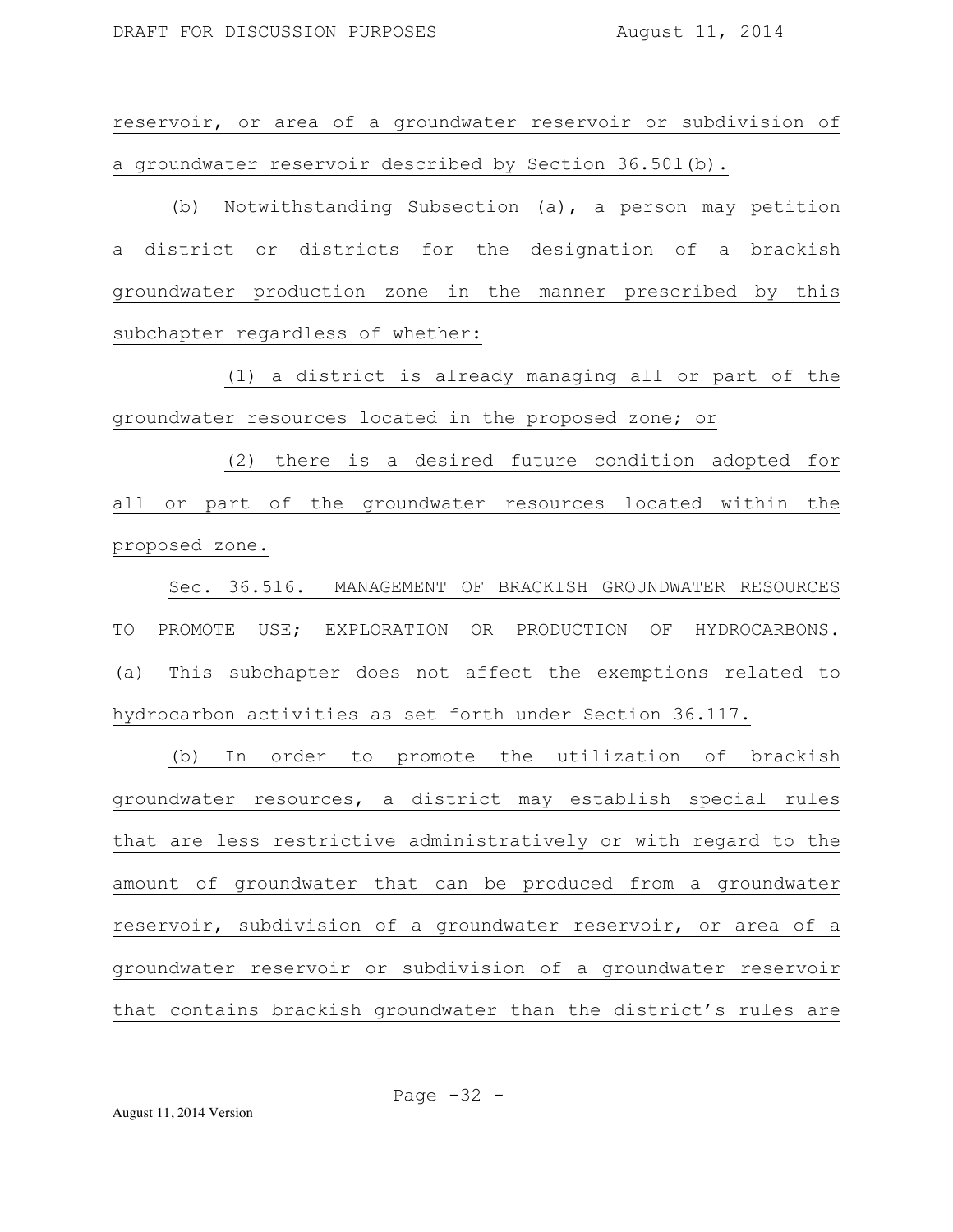reservoir, or area of a groundwater reservoir or subdivision of a groundwater reservoir described by Section 36.501(b).

(b) Notwithstanding Subsection (a), a person may petition a district or districts for the designation of a brackish groundwater production zone in the manner prescribed by this subchapter regardless of whether:

(1) a district is already managing all or part of the groundwater resources located in the proposed zone; or

(2) there is a desired future condition adopted for all or part of the groundwater resources located within the proposed zone.

Sec. 36.516. MANAGEMENT OF BRACKISH GROUNDWATER RESOURCES TO PROMOTE USE; EXPLORATION OR PRODUCTION OF HYDROCARBONS. (a) This subchapter does not affect the exemptions related to hydrocarbon activities as set forth under Section 36.117.

(b) In order to promote the utilization of brackish groundwater resources, a district may establish special rules that are less restrictive administratively or with regard to the amount of groundwater that can be produced from a groundwater reservoir, subdivision of a groundwater reservoir, or area of a groundwater reservoir or subdivision of a groundwater reservoir that contains brackish groundwater than the district's rules are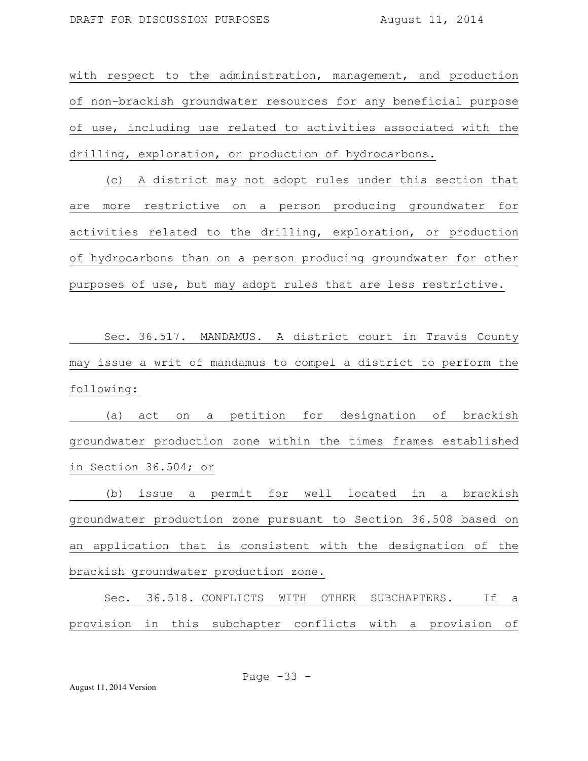with respect to the administration, management, and production of non-brackish groundwater resources for any beneficial purpose of use, including use related to activities associated with the drilling, exploration, or production of hydrocarbons.

(c) A district may not adopt rules under this section that are more restrictive on a person producing groundwater for activities related to the drilling, exploration, or production of hydrocarbons than on a person producing groundwater for other purposes of use, but may adopt rules that are less restrictive.

Sec. 36.517. MANDAMUS. A district court in Travis County may issue a writ of mandamus to compel a district to perform the following:

(a) act on a petition for designation of brackish groundwater production zone within the times frames established in Section 36.504; or

(b) issue a permit for well located in a brackish groundwater production zone pursuant to Section 36.508 based on an application that is consistent with the designation of the brackish groundwater production zone.

Sec. 36.518. CONFLICTS WITH OTHER SUBCHAPTERS. If a provision in this subchapter conflicts with a provision of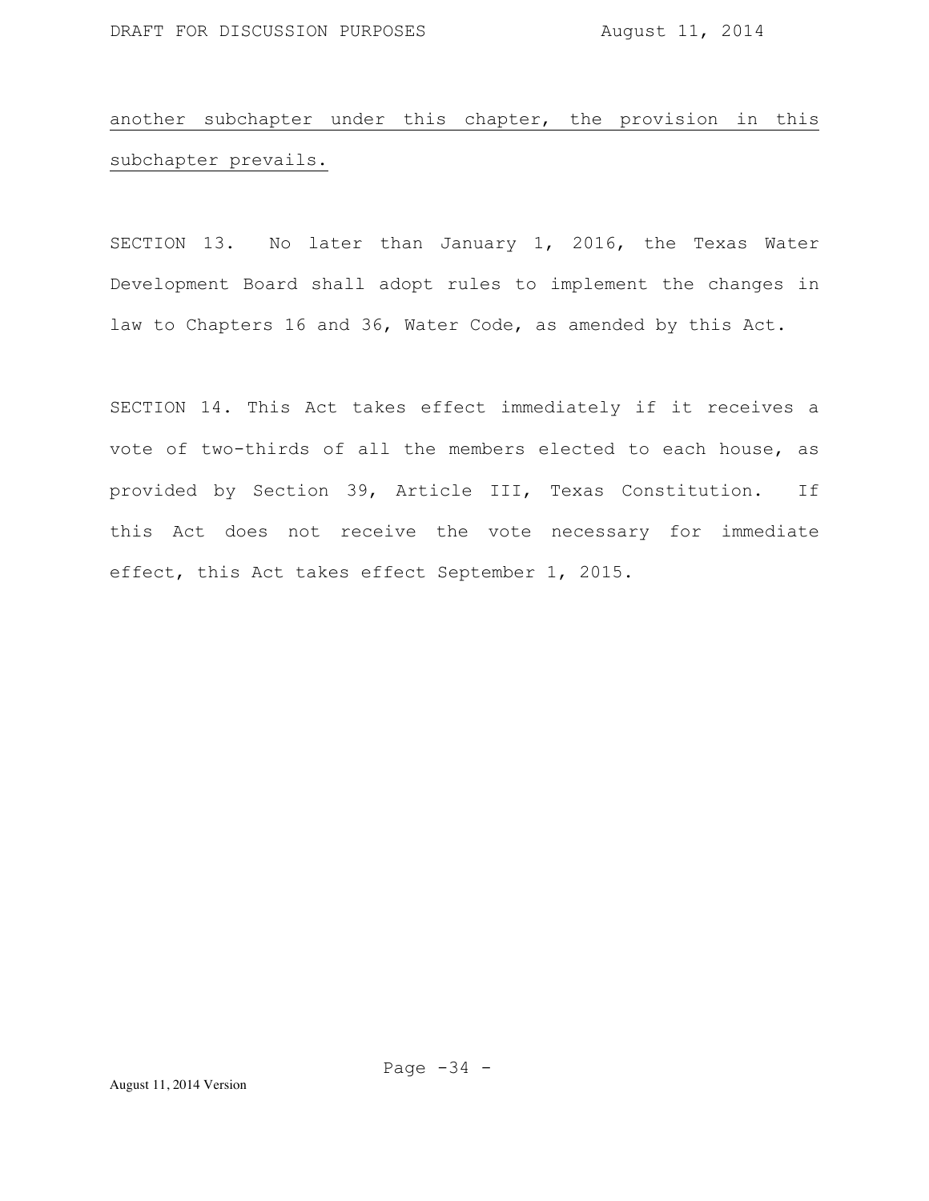another subchapter under this chapter, the provision in this subchapter prevails.

SECTION 13. No later than January 1, 2016, the Texas Water Development Board shall adopt rules to implement the changes in law to Chapters 16 and 36, Water Code, as amended by this Act.

SECTION 14. This Act takes effect immediately if it receives a vote of two-thirds of all the members elected to each house, as provided by Section 39, Article III, Texas Constitution. If this Act does not receive the vote necessary for immediate effect, this Act takes effect September 1, 2015.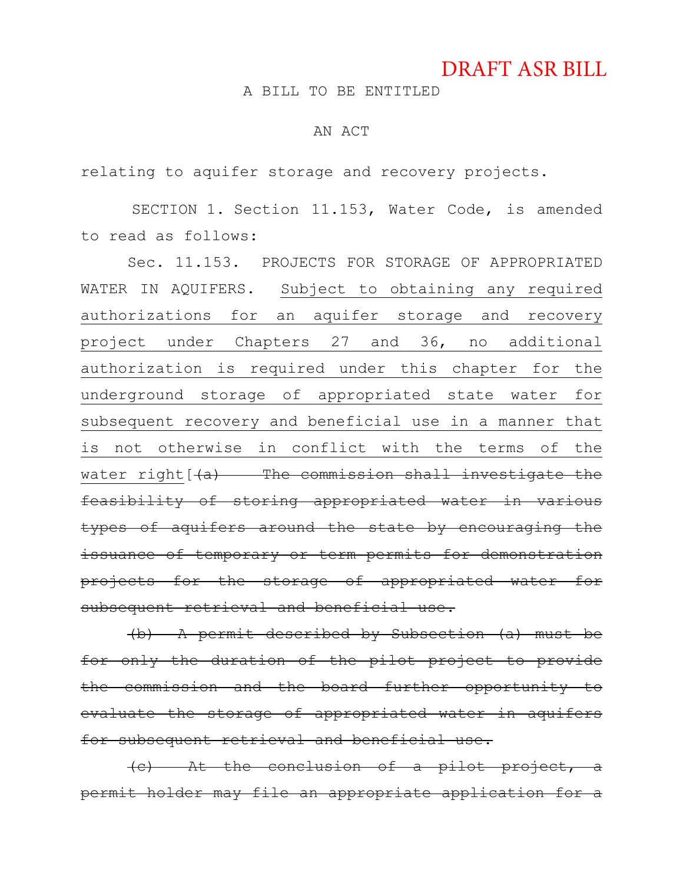DRAFT ASR BILL

A BILL TO BE ENTITLED

AN ACT

relating to aquifer storage and recovery projects.

SECTION 1. Section 11.153, Water Code, is amended to read as follows:

Sec. 11.153. PROJECTS FOR STORAGE OF APPROPRIATED WATER IN AQUIFERS. <u>Subject to obtaining any required authorizations for an aquifer storage and recovery project under Chapters 27 and 36, no additional authorization is required under this chapter for the underground storage of appropriated state water for subsequent recovery and beneficial use in a manner that is not otherwise in conflict with the terms of the water right</u>[~~(a) The commission shall investigate the feasibility of storing appropriated water in various types of aquifers around the state by encouraging the issuance of temporary or term permits for demonstration projects for the storage of appropriated water for subsequent retrieval and beneficial use.~~

~~(b) A permit described by Subsection (a) must be for only the duration of the pilot project to provide the commission and the board further opportunity to evaluate the storage of appropriated water in aquifers for subsequent retrieval and beneficial use.~~

~~(c) At the conclusion of a pilot project, a permit holder may file an appropriate application for a~~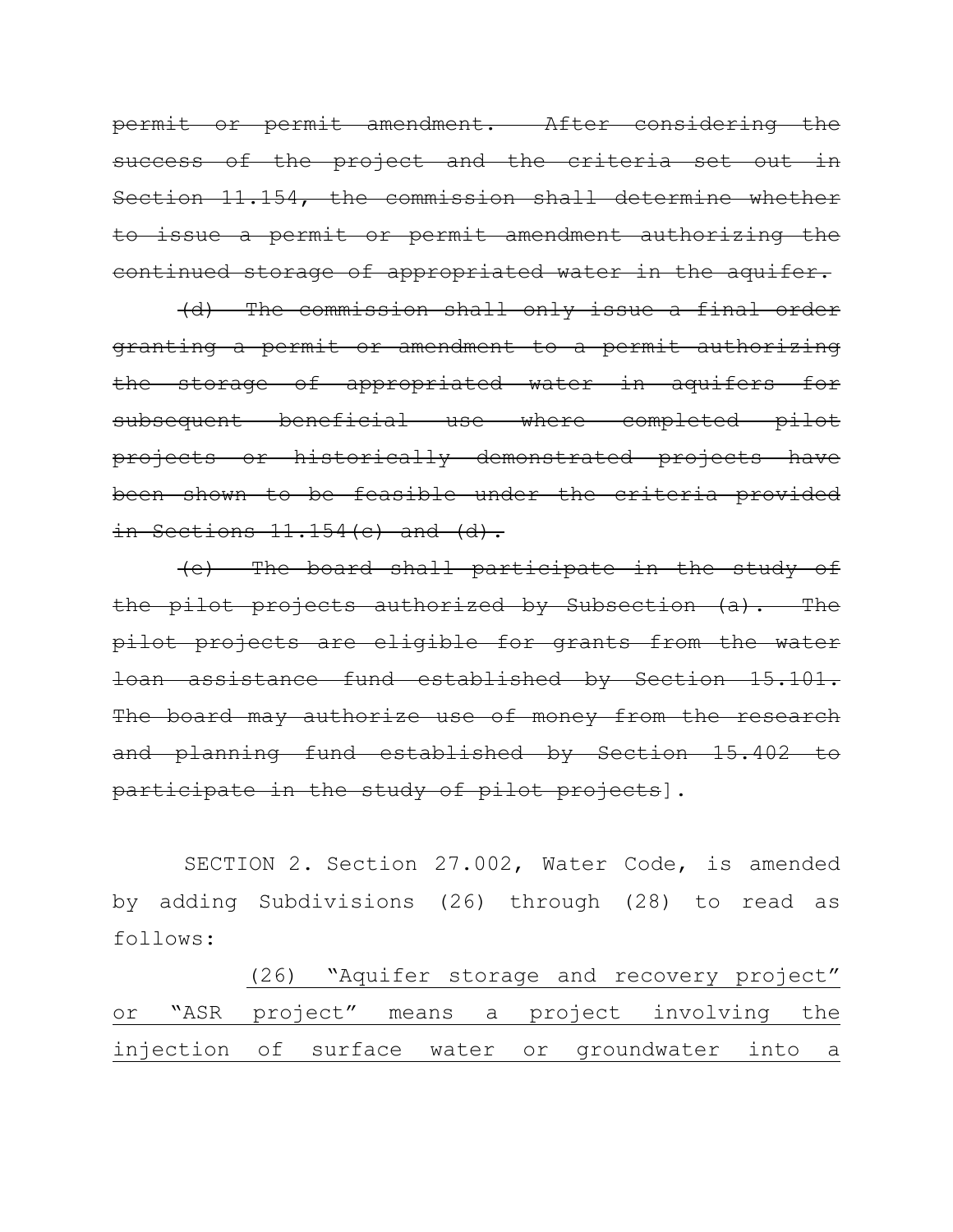~~permit or permit amendment. After considering the success of the project and the criteria set out in Section 11.154, the commission shall determine whether to issue a permit or permit amendment authorizing the continued storage of appropriated water in the aquifer.~~

~~(d) The commission shall only issue a final order granting a permit or amendment to a permit authorizing the storage of appropriated water in aquifers for subsequent beneficial use where completed pilot projects or historically demonstrated projects have been shown to be feasible under the criteria provided in Sections 11.154(c) and (d).~~

~~(e) The board shall participate in the study of the pilot projects authorized by Subsection (a). The pilot projects are eligible for grants from the water loan assistance fund established by Section 15.101. The board may authorize use of money from the research and planning fund established by Section 15.402 to participate in the study of pilot projects~~].

SECTION 2. Section 27.002, Water Code, is amended by adding Subdivisions (26) through (28) to read as follows:

<u>(26) "Aquifer storage and recovery project" or "ASR project" means a project involving the injection of surface water or groundwater into a</u>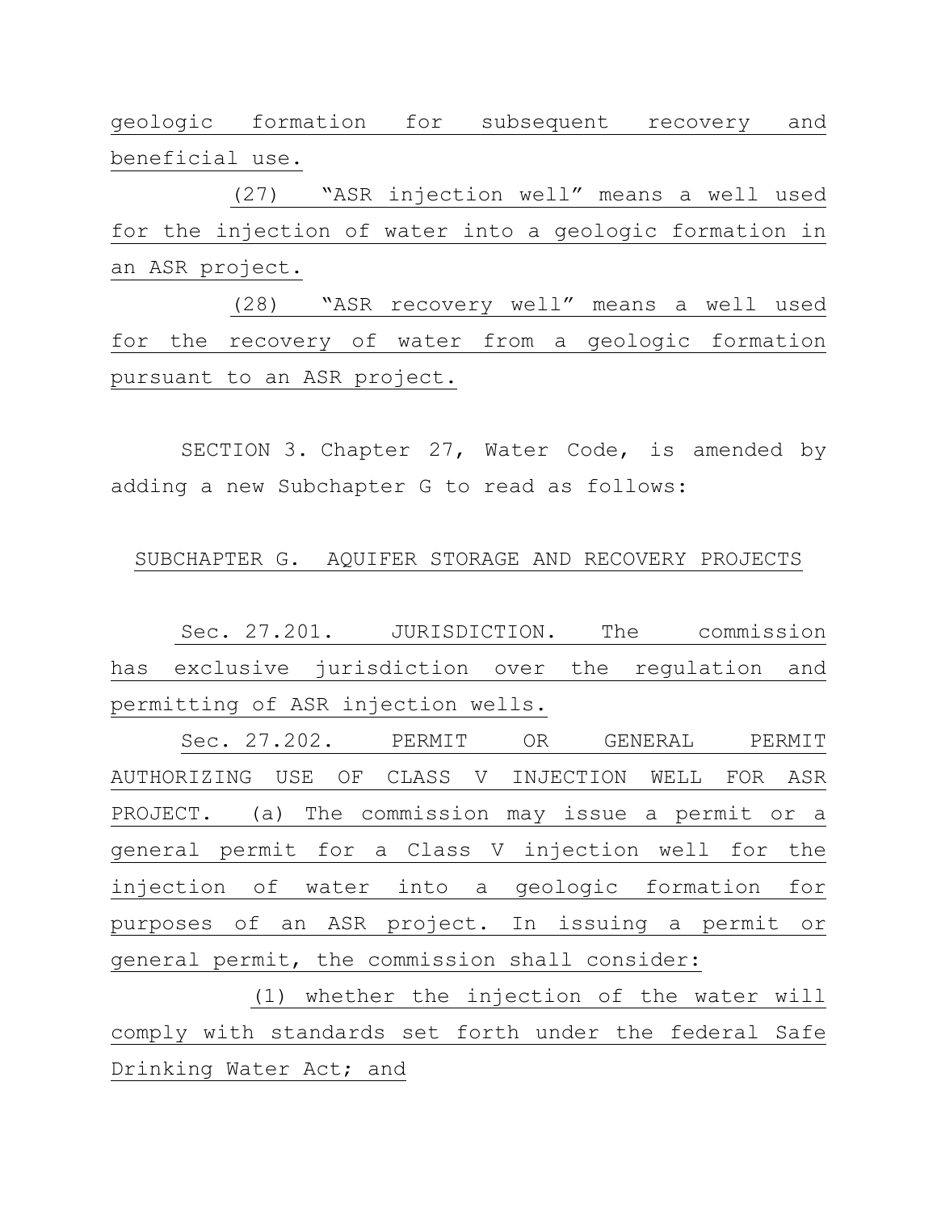geologic formation for subsequent recovery and beneficial use.

(27) "ASR injection well" means a well used for the injection of water into a geologic formation in an ASR project.

(28) "ASR recovery well" means a well used for the recovery of water from a geologic formation pursuant to an ASR project.

SECTION 3. Chapter 27, Water Code, is amended by adding a new Subchapter G to read as follows:

SUBCHAPTER G. AQUIFER STORAGE AND RECOVERY PROJECTS

Sec. 27.201. JURISDICTION. The commission has exclusive jurisdiction over the regulation and permitting of ASR injection wells.

Sec. 27.202. PERMIT OR GENERAL PERMIT AUTHORIZING USE OF CLASS V INJECTION WELL FOR ASR PROJECT. (a) The commission may issue a permit or a general permit for a Class V injection well for the injection of water into a geologic formation for purposes of an ASR project. In issuing a permit or general permit, the commission shall consider:

(1) whether the injection of the water will comply with standards set forth under the federal Safe Drinking Water Act; and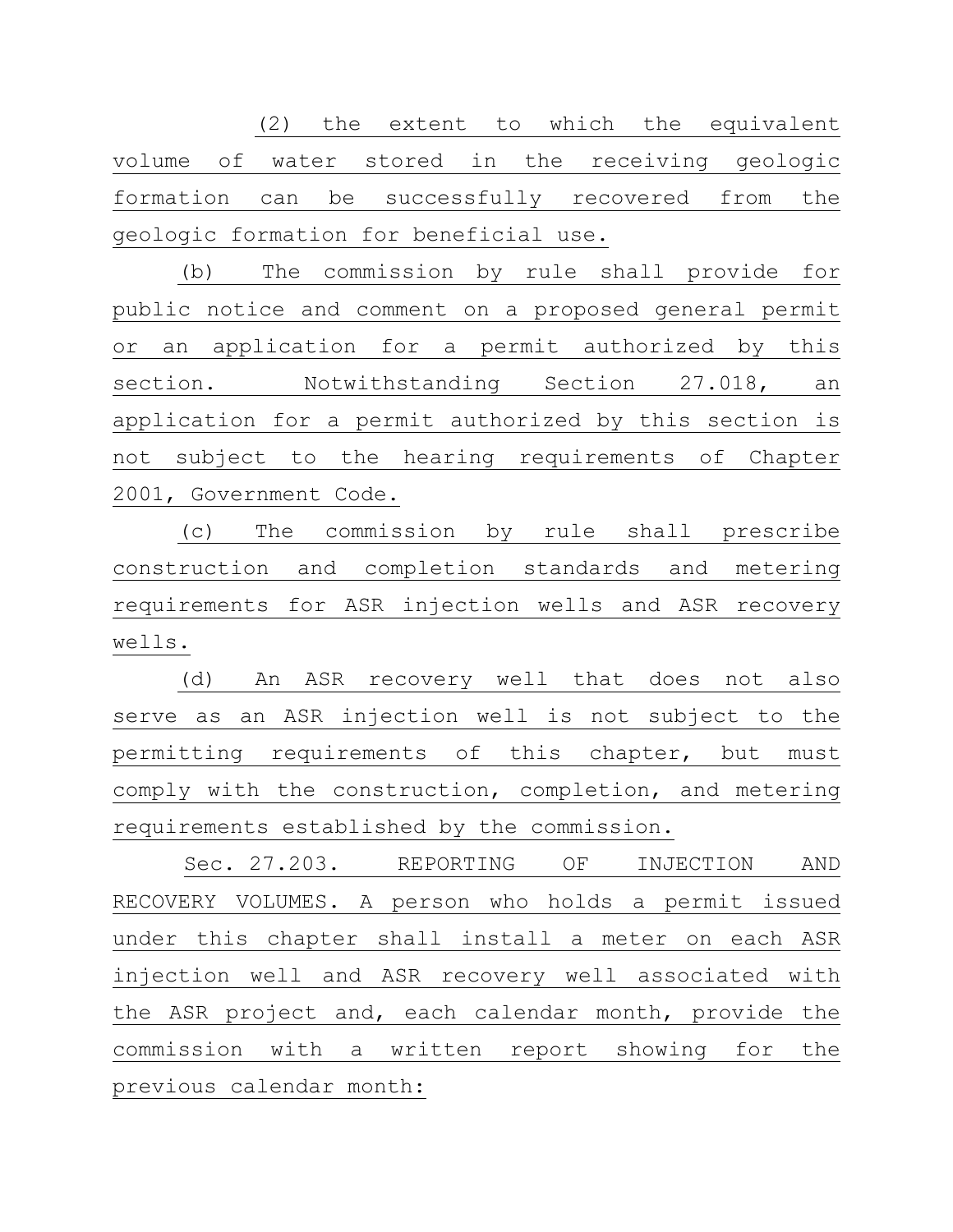(2) the extent to which the equivalent volume of water stored in the receiving geologic formation can be successfully recovered from the geologic formation for beneficial use.

(b) The commission by rule shall provide for public notice and comment on a proposed general permit or an application for a permit authorized by this section. Notwithstanding Section 27.018, an application for a permit authorized by this section is not subject to the hearing requirements of Chapter 2001, Government Code.

(c) The commission by rule shall prescribe construction and completion standards and metering requirements for ASR injection wells and ASR recovery wells.

(d) An ASR recovery well that does not also serve as an ASR injection well is not subject to the permitting requirements of this chapter, but must comply with the construction, completion, and metering requirements established by the commission.

Sec. 27.203. REPORTING OF INJECTION AND RECOVERY VOLUMES. A person who holds a permit issued under this chapter shall install a meter on each ASR injection well and ASR recovery well associated with the ASR project and, each calendar month, provide the commission with a written report showing for the previous calendar month: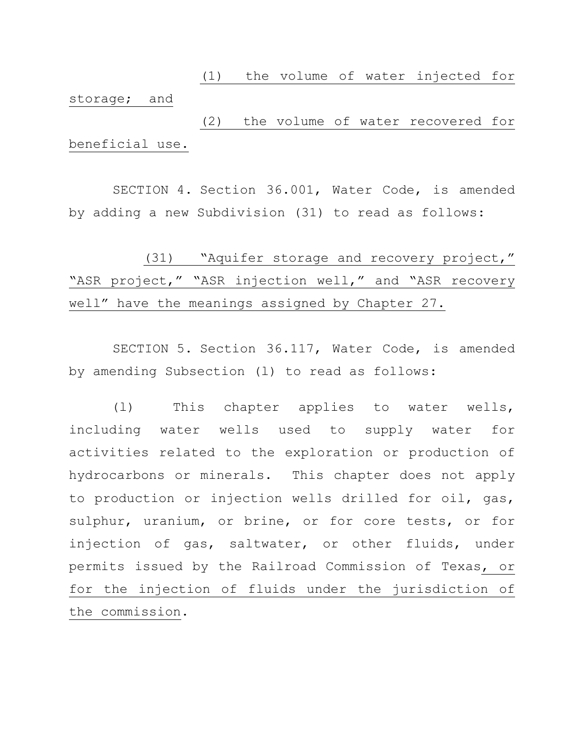(1) the volume of water injected for storage; and

(2) the volume of water recovered for beneficial use.

SECTION 4. Section 36.001, Water Code, is amended by adding a new Subdivision (31) to read as follows:

(31) "Aquifer storage and recovery project," "ASR project," "ASR injection well," and "ASR recovery well" have the meanings assigned by Chapter 27.

SECTION 5. Section 36.117, Water Code, is amended by amending Subsection (l) to read as follows:

(l) This chapter applies to water wells, including water wells used to supply water for activities related to the exploration or production of hydrocarbons or minerals. This chapter does not apply to production or injection wells drilled for oil, gas, sulphur, uranium, or brine, or for core tests, or for injection of gas, saltwater, or other fluids, under permits issued by the Railroad Commission of Texas, or for the injection of fluids under the jurisdiction of the commission.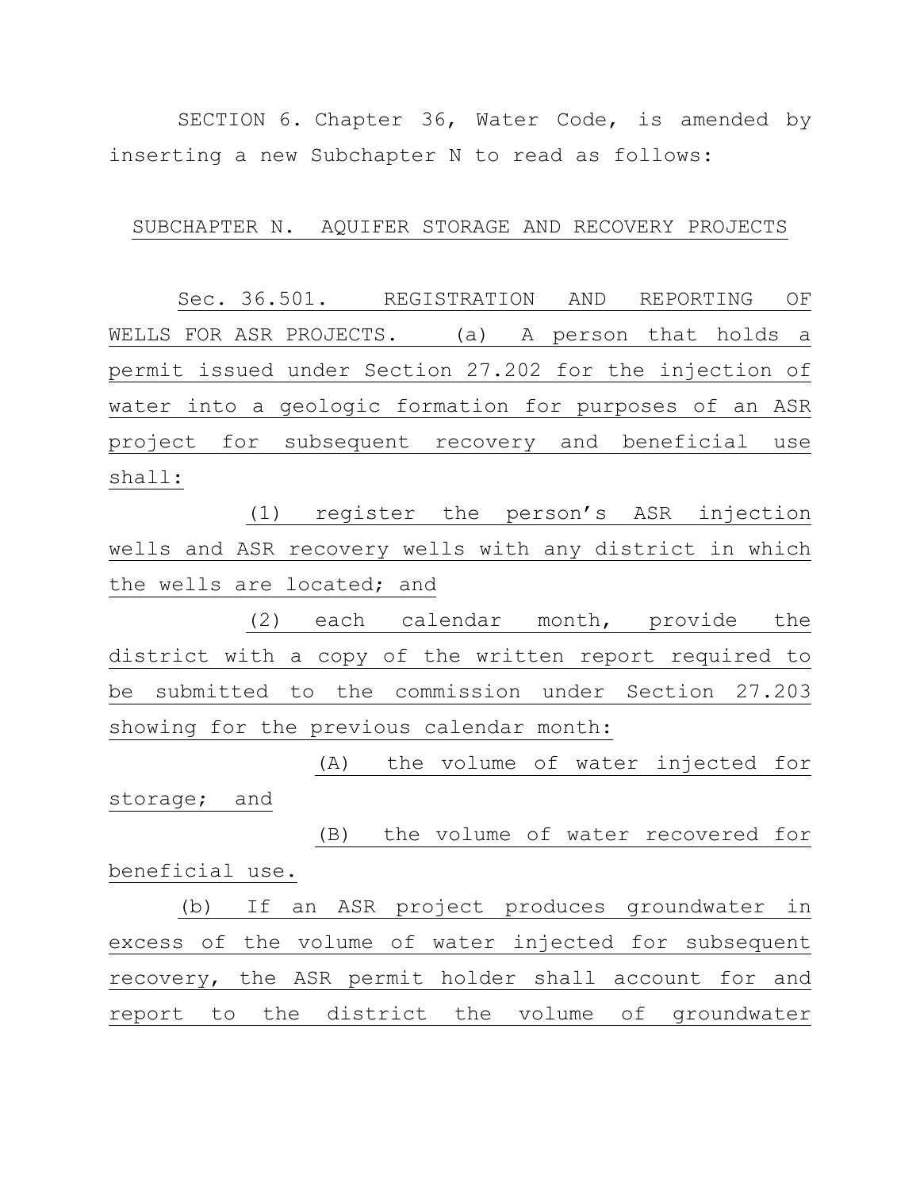SECTION 6. Chapter 36, Water Code, is amended by inserting a new Subchapter N to read as follows:

SUBCHAPTER N. AQUIFER STORAGE AND RECOVERY PROJECTS

Sec. 36.501. REGISTRATION AND REPORTING OF WELLS FOR ASR PROJECTS. (a) A person that holds a permit issued under Section 27.202 for the injection of water into a geologic formation for purposes of an ASR project for subsequent recovery and beneficial use shall:

(1) register the person's ASR injection wells and ASR recovery wells with any district in which the wells are located; and

(2) each calendar month, provide the district with a copy of the written report required to be submitted to the commission under Section 27.203 showing for the previous calendar month:

(A) the volume of water injected for storage; and

(B) the volume of water recovered for beneficial use.

(b) If an ASR project produces groundwater in excess of the volume of water injected for subsequent recovery, the ASR permit holder shall account for and report to the district the volume of groundwater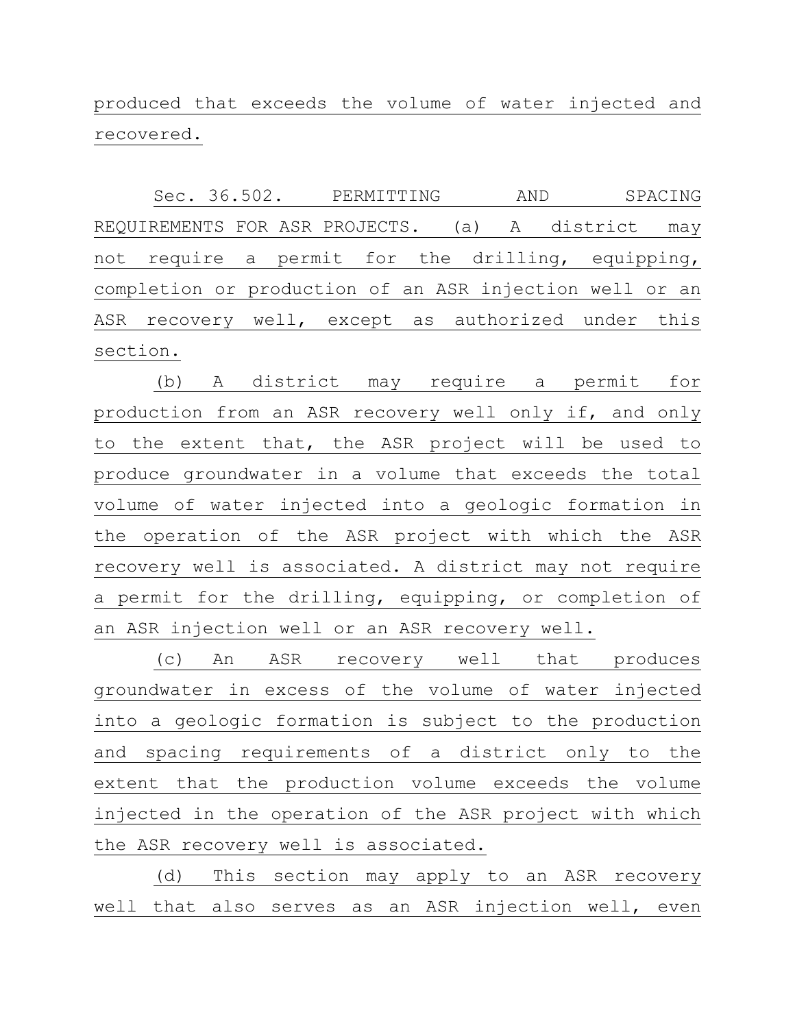produced that exceeds the volume of water injected and recovered.

Sec. 36.502. PERMITTING AND SPACING REQUIREMENTS FOR ASR PROJECTS. (a) A district may not require a permit for the drilling, equipping, completion or production of an ASR injection well or an ASR recovery well, except as authorized under this section.

(b) A district may require a permit for production from an ASR recovery well only if, and only to the extent that, the ASR project will be used to produce groundwater in a volume that exceeds the total volume of water injected into a geologic formation in the operation of the ASR project with which the ASR recovery well is associated. A district may not require a permit for the drilling, equipping, or completion of an ASR injection well or an ASR recovery well.

(c) An ASR recovery well that produces groundwater in excess of the volume of water injected into a geologic formation is subject to the production and spacing requirements of a district only to the extent that the production volume exceeds the volume injected in the operation of the ASR project with which the ASR recovery well is associated.

(d) This section may apply to an ASR recovery well that also serves as an ASR injection well, even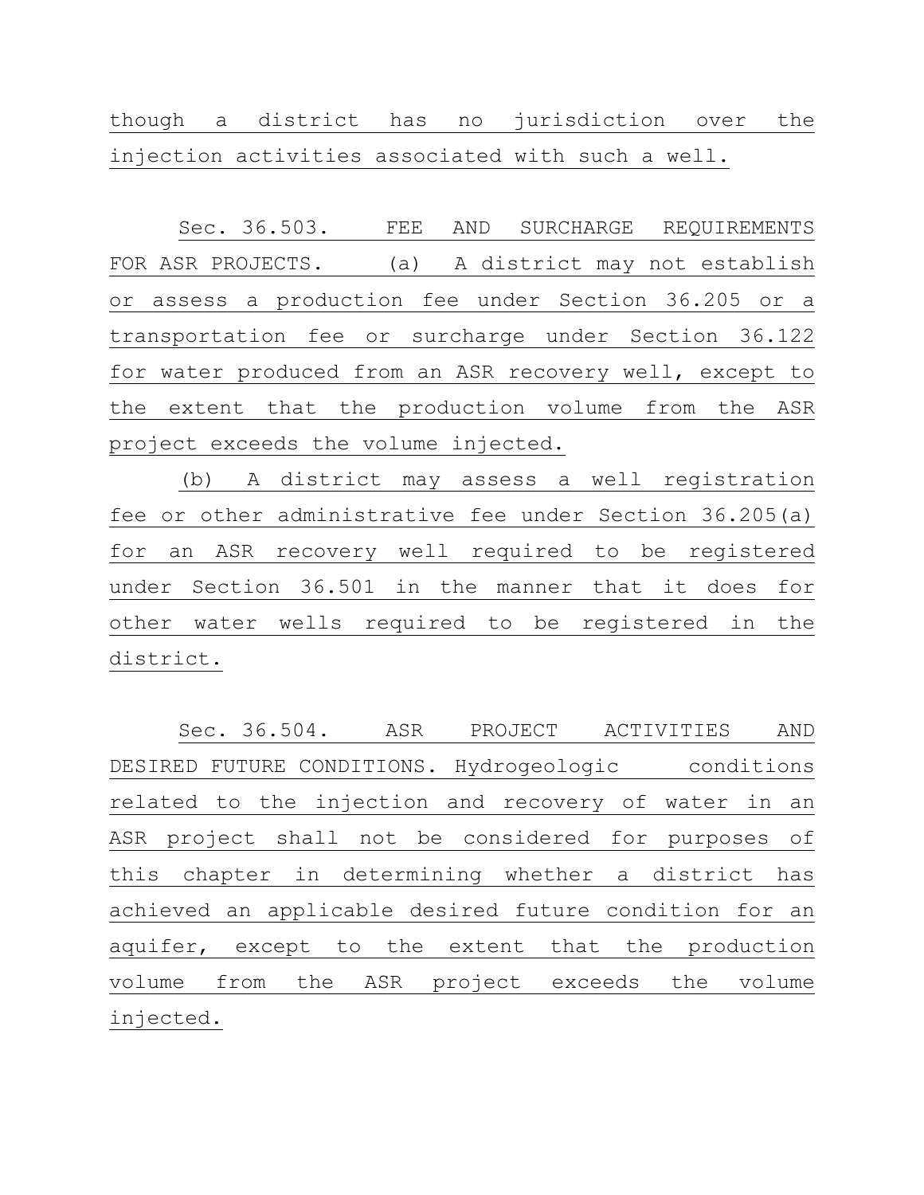though a district has no jurisdiction over the injection activities associated with such a well.

Sec. 36.503. FEE AND SURCHARGE REQUIREMENTS FOR ASR PROJECTS. (a) A district may not establish or assess a production fee under Section 36.205 or a transportation fee or surcharge under Section 36.122 for water produced from an ASR recovery well, except to the extent that the production volume from the ASR project exceeds the volume injected.

(b) A district may assess a well registration fee or other administrative fee under Section 36.205(a) for an ASR recovery well required to be registered under Section 36.501 in the manner that it does for other water wells required to be registered in the district.

Sec. 36.504. ASR PROJECT ACTIVITIES AND DESIRED FUTURE CONDITIONS. Hydrogeologic conditions related to the injection and recovery of water in an ASR project shall not be considered for purposes of this chapter in determining whether a district has achieved an applicable desired future condition for an aquifer, except to the extent that the production volume from the ASR project exceeds the volume injected.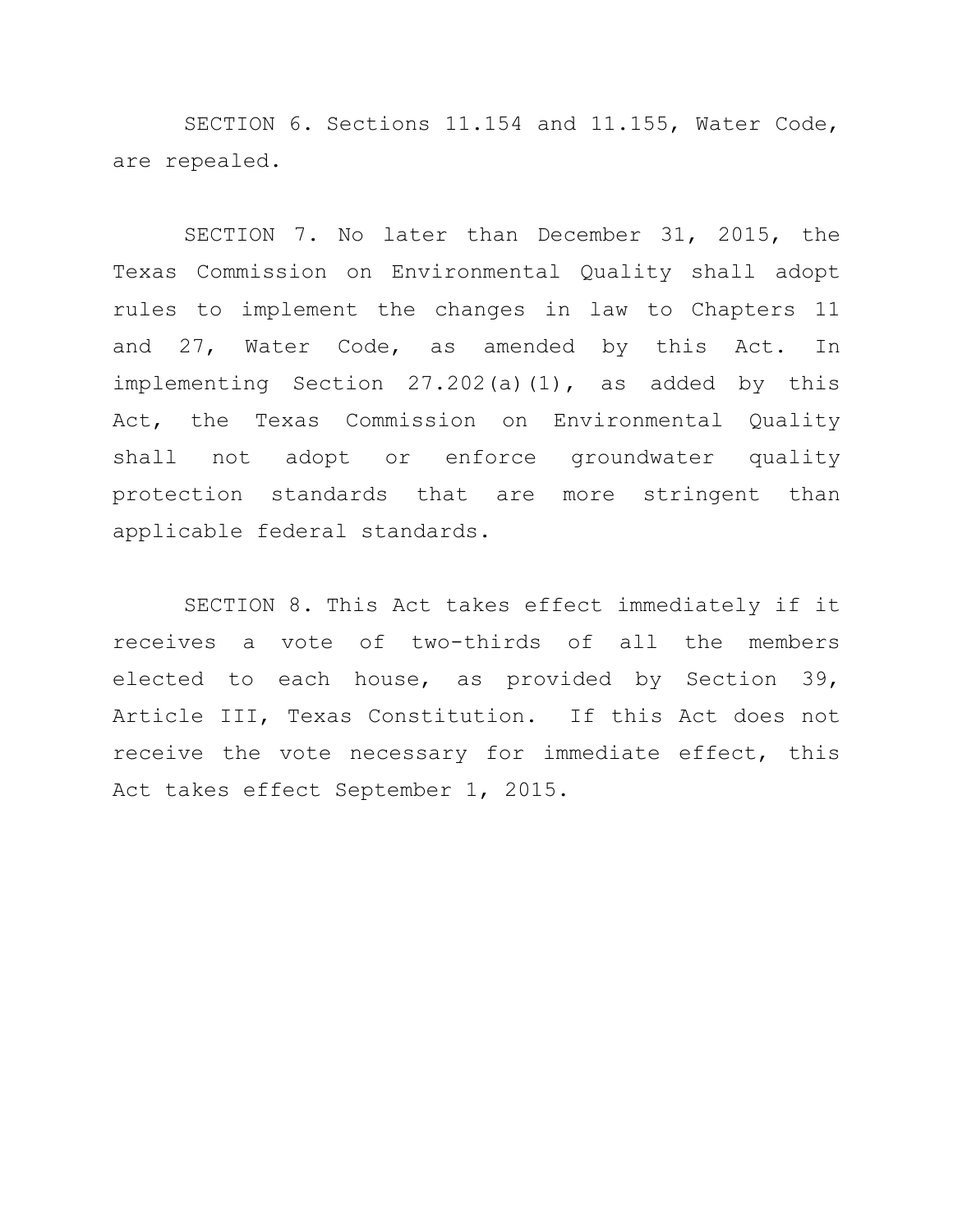SECTION 6. Sections 11.154 and 11.155, Water Code, are repealed.

SECTION 7. No later than December 31, 2015, the Texas Commission on Environmental Quality shall adopt rules to implement the changes in law to Chapters 11 and 27, Water Code, as amended by this Act. In implementing Section 27.202(a)(1), as added by this Act, the Texas Commission on Environmental Quality shall not adopt or enforce groundwater quality protection standards that are more stringent than applicable federal standards.

SECTION 8. This Act takes effect immediately if it receives a vote of two-thirds of all the members elected to each house, as provided by Section 39, Article III, Texas Constitution. If this Act does not receive the vote necessary for immediate effect, this Act takes effect September 1, 2015.